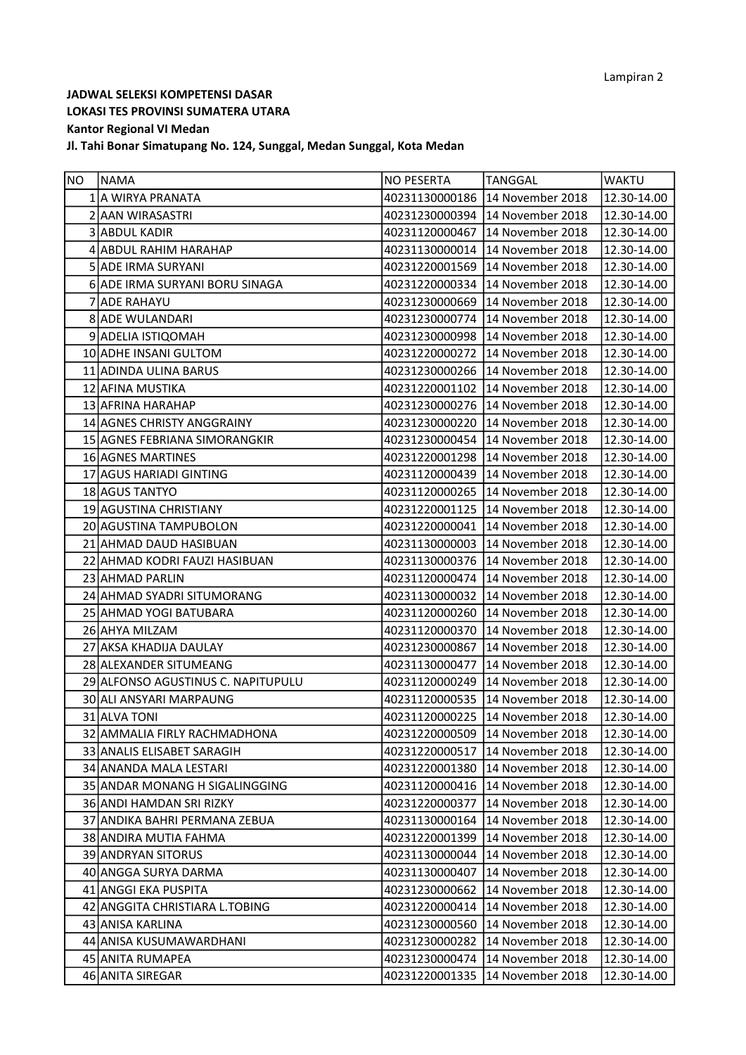Lampiran 2

**JADWAL SELEKSI KOMPETENSI DASAR**
**LOKASI TES PROVINSI SUMATERA UTARA**
**Kantor Regional VI Medan**
**Jl. Tahi Bonar Simatupang No. 124, Sunggal, Medan Sunggal, Kota Medan**

| NO | NAMA | NO PESERTA | TANGGAL | WAKTU |
|---|---|---|---|---|
| 1 | A WIRYA PRANATA | 40231130000186 | 14 November 2018 | 12.30-14.00 |
| 2 | AAN WIRASASTRI | 40231230000394 | 14 November 2018 | 12.30-14.00 |
| 3 | ABDUL KADIR | 40231120000467 | 14 November 2018 | 12.30-14.00 |
| 4 | ABDUL RAHIM HARAHAP | 40231130000014 | 14 November 2018 | 12.30-14.00 |
| 5 | ADE IRMA SURYANI | 40231220001569 | 14 November 2018 | 12.30-14.00 |
| 6 | ADE IRMA SURYANI BORU SINAGA | 40231220000334 | 14 November 2018 | 12.30-14.00 |
| 7 | ADE RAHAYU | 40231230000669 | 14 November 2018 | 12.30-14.00 |
| 8 | ADE WULANDARI | 40231230000774 | 14 November 2018 | 12.30-14.00 |
| 9 | ADELIA ISTIQOMAH | 40231230000998 | 14 November 2018 | 12.30-14.00 |
| 10 | ADHE INSANI GULTOM | 40231220000272 | 14 November 2018 | 12.30-14.00 |
| 11 | ADINDA ULINA BARUS | 40231230000266 | 14 November 2018 | 12.30-14.00 |
| 12 | AFINA MUSTIKA | 40231220001102 | 14 November 2018 | 12.30-14.00 |
| 13 | AFRINA HARAHAP | 40231230000276 | 14 November 2018 | 12.30-14.00 |
| 14 | AGNES CHRISTY ANGGRAINY | 40231230000220 | 14 November 2018 | 12.30-14.00 |
| 15 | AGNES FEBRIANA SIMORANGKIR | 40231230000454 | 14 November 2018 | 12.30-14.00 |
| 16 | AGNES MARTINES | 40231220001298 | 14 November 2018 | 12.30-14.00 |
| 17 | AGUS HARIADI GINTING | 40231120000439 | 14 November 2018 | 12.30-14.00 |
| 18 | AGUS TANTYO | 40231120000265 | 14 November 2018 | 12.30-14.00 |
| 19 | AGUSTINA CHRISTIANY | 40231220001125 | 14 November 2018 | 12.30-14.00 |
| 20 | AGUSTINA TAMPUBOLON | 40231220000041 | 14 November 2018 | 12.30-14.00 |
| 21 | AHMAD DAUD HASIBUAN | 40231130000003 | 14 November 2018 | 12.30-14.00 |
| 22 | AHMAD KODRI FAUZI HASIBUAN | 40231130000376 | 14 November 2018 | 12.30-14.00 |
| 23 | AHMAD PARLIN | 40231120000474 | 14 November 2018 | 12.30-14.00 |
| 24 | AHMAD SYADRI SITUMORANG | 40231130000032 | 14 November 2018 | 12.30-14.00 |
| 25 | AHMAD YOGI BATUBARA | 40231120000260 | 14 November 2018 | 12.30-14.00 |
| 26 | AHYA MILZAM | 40231120000370 | 14 November 2018 | 12.30-14.00 |
| 27 | AKSA KHADIJA DAULAY | 40231230000867 | 14 November 2018 | 12.30-14.00 |
| 28 | ALEXANDER SITUMEANG | 40231130000477 | 14 November 2018 | 12.30-14.00 |
| 29 | ALFONSO AGUSTINUS C. NAPITUPULU | 40231120000249 | 14 November 2018 | 12.30-14.00 |
| 30 | ALI ANSYARI MARPAUNG | 40231120000535 | 14 November 2018 | 12.30-14.00 |
| 31 | ALVA TONI | 40231120000225 | 14 November 2018 | 12.30-14.00 |
| 32 | AMMALIA FIRLY RACHMADHONA | 40231220000509 | 14 November 2018 | 12.30-14.00 |
| 33 | ANALIS ELISABET SARAGIH | 40231220000517 | 14 November 2018 | 12.30-14.00 |
| 34 | ANANDA MALA LESTARI | 40231220001380 | 14 November 2018 | 12.30-14.00 |
| 35 | ANDAR MONANG H SIGALINGGING | 40231120000416 | 14 November 2018 | 12.30-14.00 |
| 36 | ANDI HAMDAN SRI RIZKY | 40231220000377 | 14 November 2018 | 12.30-14.00 |
| 37 | ANDIKA BAHRI PERMANA ZEBUA | 40231130000164 | 14 November 2018 | 12.30-14.00 |
| 38 | ANDIRA MUTIA FAHMA | 40231220001399 | 14 November 2018 | 12.30-14.00 |
| 39 | ANDRYAN SITORUS | 40231130000044 | 14 November 2018 | 12.30-14.00 |
| 40 | ANGGA SURYA DARMA | 40231130000407 | 14 November 2018 | 12.30-14.00 |
| 41 | ANGGI EKA PUSPITA | 40231230000662 | 14 November 2018 | 12.30-14.00 |
| 42 | ANGGITA CHRISTIARA L.TOBING | 40231220000414 | 14 November 2018 | 12.30-14.00 |
| 43 | ANISA KARLINA | 40231230000560 | 14 November 2018 | 12.30-14.00 |
| 44 | ANISA KUSUMAWARDHANI | 40231230000282 | 14 November 2018 | 12.30-14.00 |
| 45 | ANITA RUMAPEA | 40231230000474 | 14 November 2018 | 12.30-14.00 |
| 46 | ANITA SIREGAR | 40231220001335 | 14 November 2018 | 12.30-14.00 |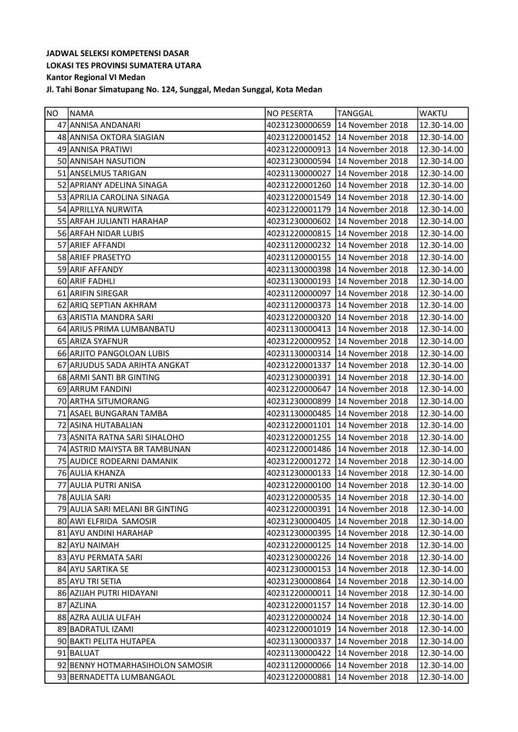**JADWAL SELEKSI KOMPETENSI DASAR**
**LOKASI TES PROVINSI SUMATERA UTARA**
**Kantor Regional VI Medan**
**Jl. Tahi Bonar Simatupang No. 124, Sunggal, Medan Sunggal, Kota Medan**

| NO | NAMA | NO PESERTA | TANGGAL | WAKTU |
|---|---|---|---|---|
| 47 | ANNISA ANDANARI | 40231230000659 | 14 November 2018 | 12.30-14.00 |
| 48 | ANNISA OKTORA SIAGIAN | 40231220001452 | 14 November 2018 | 12.30-14.00 |
| 49 | ANNISA PRATIWI | 40231220000913 | 14 November 2018 | 12.30-14.00 |
| 50 | ANNISAH NASUTION | 40231230000594 | 14 November 2018 | 12.30-14.00 |
| 51 | ANSELMUS TARIGAN | 40231130000027 | 14 November 2018 | 12.30-14.00 |
| 52 | APRIANY ADELINA SINAGA | 40231220001260 | 14 November 2018 | 12.30-14.00 |
| 53 | APRILIA CAROLINA SINAGA | 40231220001549 | 14 November 2018 | 12.30-14.00 |
| 54 | APRILLYA NURWITA | 40231220001179 | 14 November 2018 | 12.30-14.00 |
| 55 | ARFAH JULIANTI HARAHAP | 40231230000602 | 14 November 2018 | 12.30-14.00 |
| 56 | ARFAH NIDAR LUBIS | 40231220000815 | 14 November 2018 | 12.30-14.00 |
| 57 | ARIEF AFFANDI | 40231120000232 | 14 November 2018 | 12.30-14.00 |
| 58 | ARIEF PRASETYO | 40231120000155 | 14 November 2018 | 12.30-14.00 |
| 59 | ARIF AFFANDY | 40231130000398 | 14 November 2018 | 12.30-14.00 |
| 60 | ARIF FADHLI | 40231130000193 | 14 November 2018 | 12.30-14.00 |
| 61 | ARIFIN SIREGAR | 40231120000097 | 14 November 2018 | 12.30-14.00 |
| 62 | ARIQ SEPTIAN AKHRAM | 40231120000373 | 14 November 2018 | 12.30-14.00 |
| 63 | ARISTIA MANDRA SARI | 40231220000320 | 14 November 2018 | 12.30-14.00 |
| 64 | ARIUS PRIMA LUMBANBATU | 40231130000413 | 14 November 2018 | 12.30-14.00 |
| 65 | ARIZA SYAFNUR | 40231220000952 | 14 November 2018 | 12.30-14.00 |
| 66 | ARJITO PANGOLOAN LUBIS | 40231130000314 | 14 November 2018 | 12.30-14.00 |
| 67 | ARJUDUS SADA ARIHTA ANGKAT | 40231220001337 | 14 November 2018 | 12.30-14.00 |
| 68 | ARMI SANTI BR GINTING | 40231230000391 | 14 November 2018 | 12.30-14.00 |
| 69 | ARRUM FANDINI | 40231220000647 | 14 November 2018 | 12.30-14.00 |
| 70 | ARTHA SITUMORANG | 40231230000899 | 14 November 2018 | 12.30-14.00 |
| 71 | ASAEL BUNGARAN TAMBA | 40231130000485 | 14 November 2018 | 12.30-14.00 |
| 72 | ASINA HUTABALIAN | 40231220001101 | 14 November 2018 | 12.30-14.00 |
| 73 | ASNITA RATNA SARI SIHALOHO | 40231220001255 | 14 November 2018 | 12.30-14.00 |
| 74 | ASTRID MAIYSTA BR TAMBUNAN | 40231220001486 | 14 November 2018 | 12.30-14.00 |
| 75 | AUDICE RODEARNI DAMANIK | 40231220001272 | 14 November 2018 | 12.30-14.00 |
| 76 | AULIA KHANZA | 40231230000133 | 14 November 2018 | 12.30-14.00 |
| 77 | AULIA PUTRI ANISA | 40231220000100 | 14 November 2018 | 12.30-14.00 |
| 78 | AULIA SARI | 40231220000535 | 14 November 2018 | 12.30-14.00 |
| 79 | AULIA SARI MELANI BR GINTING | 40231220000391 | 14 November 2018 | 12.30-14.00 |
| 80 | AWI ELFRIDA SAMOSIR | 40231230000405 | 14 November 2018 | 12.30-14.00 |
| 81 | AYU ANDINI HARAHAP | 40231230000395 | 14 November 2018 | 12.30-14.00 |
| 82 | AYU NAIMAH | 40231220000125 | 14 November 2018 | 12.30-14.00 |
| 83 | AYU PERMATA SARI | 40231230000226 | 14 November 2018 | 12.30-14.00 |
| 84 | AYU SARTIKA SE | 40231230000153 | 14 November 2018 | 12.30-14.00 |
| 85 | AYU TRI SETIA | 40231230000864 | 14 November 2018 | 12.30-14.00 |
| 86 | AZIJAH PUTRI HIDAYANI | 40231220000011 | 14 November 2018 | 12.30-14.00 |
| 87 | AZLINA | 40231220001157 | 14 November 2018 | 12.30-14.00 |
| 88 | AZRA AULIA ULFAH | 40231220000024 | 14 November 2018 | 12.30-14.00 |
| 89 | BADRATUL IZAMI | 40231220001019 | 14 November 2018 | 12.30-14.00 |
| 90 | BAKTI PELITA HUTAPEA | 40231130000337 | 14 November 2018 | 12.30-14.00 |
| 91 | BALUAT | 40231130000422 | 14 November 2018 | 12.30-14.00 |
| 92 | BENNY HOTMARHASIHOLON SAMOSIR | 40231120000066 | 14 November 2018 | 12.30-14.00 |
| 93 | BERNADETTA LUMBANGAOL | 40231220000881 | 14 November 2018 | 12.30-14.00 |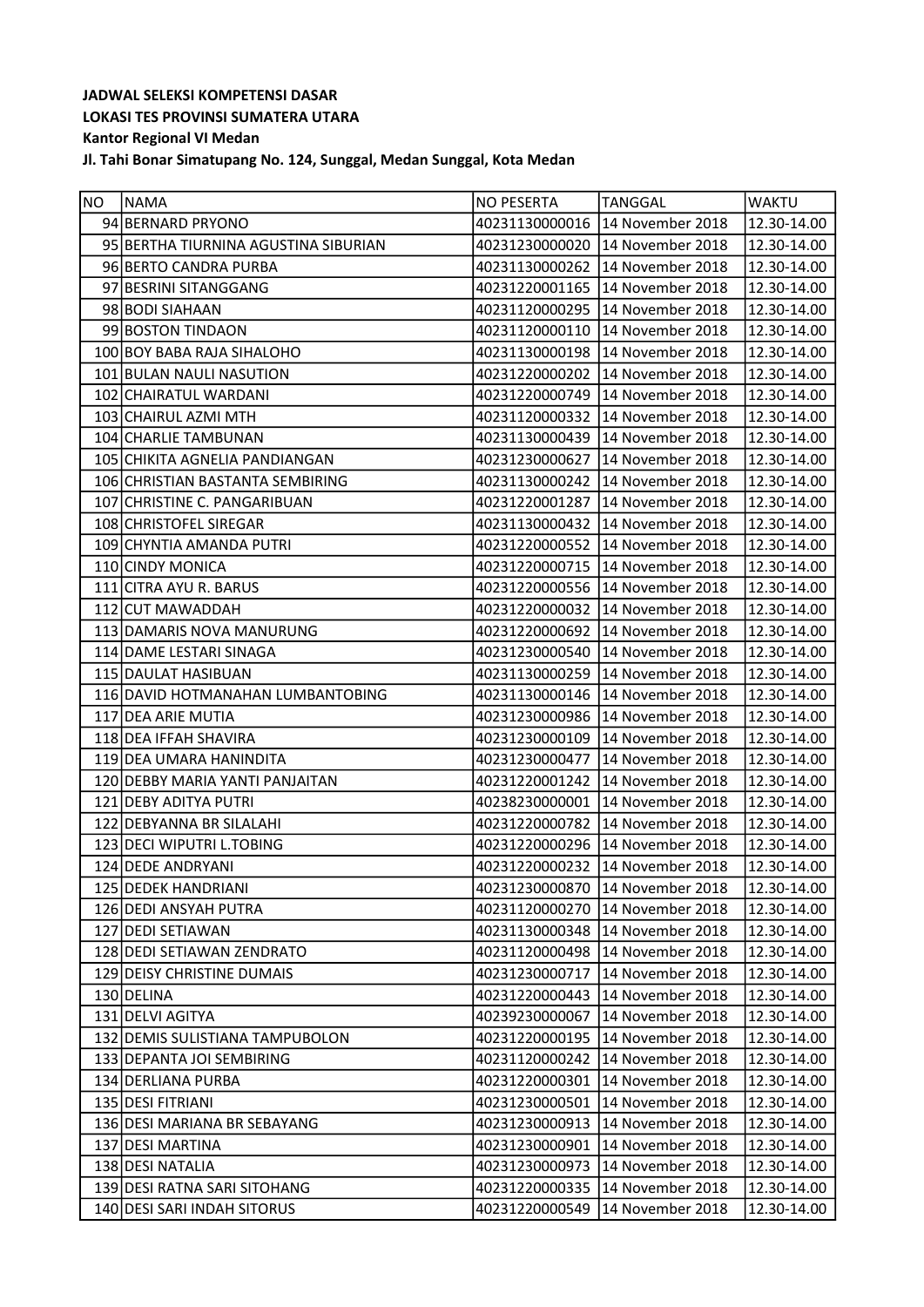**JADWAL SELEKSI KOMPETENSI DASAR**
**LOKASI TES PROVINSI SUMATERA UTARA**
**Kantor Regional VI Medan**
**Jl. Tahi Bonar Simatupang No. 124, Sunggal, Medan Sunggal, Kota Medan**

| NO | NAMA | NO PESERTA | TANGGAL | WAKTU |
|---|---|---|---|---|
| 94 | BERNARD PRYONO | 40231130000016 | 14 November 2018 | 12.30-14.00 |
| 95 | BERTHA TIURNINA AGUSTINA SIBURIAN | 40231230000020 | 14 November 2018 | 12.30-14.00 |
| 96 | BERTO CANDRA PURBA | 40231130000262 | 14 November 2018 | 12.30-14.00 |
| 97 | BESRINI SITANGGANG | 40231220001165 | 14 November 2018 | 12.30-14.00 |
| 98 | BODI SIAHAAN | 40231120000295 | 14 November 2018 | 12.30-14.00 |
| 99 | BOSTON TINDAON | 40231120000110 | 14 November 2018 | 12.30-14.00 |
| 100 | BOY BABA RAJA SIHALOHO | 40231130000198 | 14 November 2018 | 12.30-14.00 |
| 101 | BULAN NAULI NASUTION | 40231220000202 | 14 November 2018 | 12.30-14.00 |
| 102 | CHAIRATUL WARDANI | 40231220000749 | 14 November 2018 | 12.30-14.00 |
| 103 | CHAIRUL AZMI MTH | 40231120000332 | 14 November 2018 | 12.30-14.00 |
| 104 | CHARLIE TAMBUNAN | 40231130000439 | 14 November 2018 | 12.30-14.00 |
| 105 | CHIKITA AGNELIA PANDIANGAN | 40231230000627 | 14 November 2018 | 12.30-14.00 |
| 106 | CHRISTIAN BASTANTA SEMBIRING | 40231130000242 | 14 November 2018 | 12.30-14.00 |
| 107 | CHRISTINE C. PANGARIBUAN | 40231220001287 | 14 November 2018 | 12.30-14.00 |
| 108 | CHRISTOFEL SIREGAR | 40231130000432 | 14 November 2018 | 12.30-14.00 |
| 109 | CHYNTIA AMANDA PUTRI | 40231220000552 | 14 November 2018 | 12.30-14.00 |
| 110 | CINDY MONICA | 40231220000715 | 14 November 2018 | 12.30-14.00 |
| 111 | CITRA AYU R. BARUS | 40231220000556 | 14 November 2018 | 12.30-14.00 |
| 112 | CUT MAWADDAH | 40231220000032 | 14 November 2018 | 12.30-14.00 |
| 113 | DAMARIS NOVA MANURUNG | 40231220000692 | 14 November 2018 | 12.30-14.00 |
| 114 | DAME LESTARI SINAGA | 40231230000540 | 14 November 2018 | 12.30-14.00 |
| 115 | DAULAT HASIBUAN | 40231130000259 | 14 November 2018 | 12.30-14.00 |
| 116 | DAVID HOTMANAHAN LUMBANTOBING | 40231130000146 | 14 November 2018 | 12.30-14.00 |
| 117 | DEA ARIE MUTIA | 40231230000986 | 14 November 2018 | 12.30-14.00 |
| 118 | DEA IFFAH SHAVIRA | 40231230000109 | 14 November 2018 | 12.30-14.00 |
| 119 | DEA UMARA HANINDITA | 40231230000477 | 14 November 2018 | 12.30-14.00 |
| 120 | DEBBY MARIA YANTI PANJAITAN | 40231220001242 | 14 November 2018 | 12.30-14.00 |
| 121 | DEBY ADITYA PUTRI | 40238230000001 | 14 November 2018 | 12.30-14.00 |
| 122 | DEBYANNA BR SILALAHI | 40231220000782 | 14 November 2018 | 12.30-14.00 |
| 123 | DECI WIPUTRI L.TOBING | 40231220000296 | 14 November 2018 | 12.30-14.00 |
| 124 | DEDE ANDRYANI | 40231220000232 | 14 November 2018 | 12.30-14.00 |
| 125 | DEDEK HANDRIANI | 40231230000870 | 14 November 2018 | 12.30-14.00 |
| 126 | DEDI ANSYAH PUTRA | 40231120000270 | 14 November 2018 | 12.30-14.00 |
| 127 | DEDI SETIAWAN | 40231130000348 | 14 November 2018 | 12.30-14.00 |
| 128 | DEDI SETIAWAN ZENDRATO | 40231120000498 | 14 November 2018 | 12.30-14.00 |
| 129 | DEISY CHRISTINE DUMAIS | 40231230000717 | 14 November 2018 | 12.30-14.00 |
| 130 | DELINA | 40231220000443 | 14 November 2018 | 12.30-14.00 |
| 131 | DELVI AGITYA | 40239230000067 | 14 November 2018 | 12.30-14.00 |
| 132 | DEMIS SULISTIANA TAMPUBOLON | 40231220000195 | 14 November 2018 | 12.30-14.00 |
| 133 | DEPANTA JOI SEMBIRING | 40231120000242 | 14 November 2018 | 12.30-14.00 |
| 134 | DERLIANA PURBA | 40231220000301 | 14 November 2018 | 12.30-14.00 |
| 135 | DESI FITRIANI | 40231230000501 | 14 November 2018 | 12.30-14.00 |
| 136 | DESI MARIANA BR SEBAYANG | 40231230000913 | 14 November 2018 | 12.30-14.00 |
| 137 | DESI MARTINA | 40231230000901 | 14 November 2018 | 12.30-14.00 |
| 138 | DESI NATALIA | 40231230000973 | 14 November 2018 | 12.30-14.00 |
| 139 | DESI RATNA SARI SITOHANG | 40231220000335 | 14 November 2018 | 12.30-14.00 |
| 140 | DESI SARI INDAH SITORUS | 40231220000549 | 14 November 2018 | 12.30-14.00 |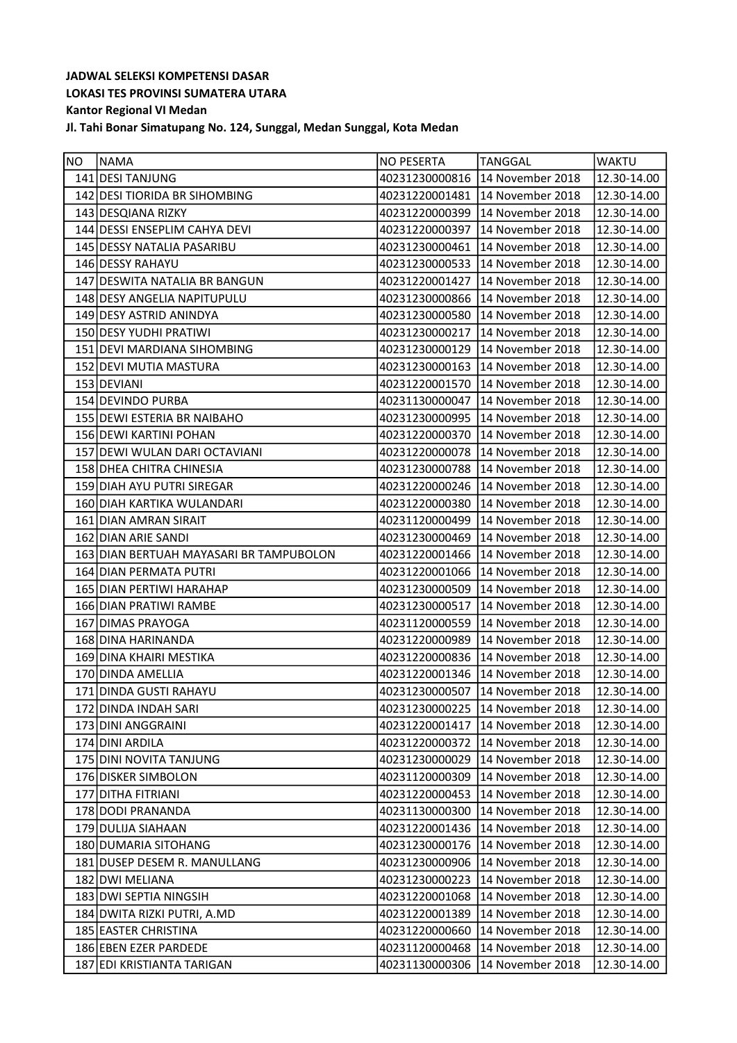**JADWAL SELEKSI KOMPETENSI DASAR**
**LOKASI TES PROVINSI SUMATERA UTARA**
**Kantor Regional VI Medan**
**Jl. Tahi Bonar Simatupang No. 124, Sunggal, Medan Sunggal, Kota Medan**

| NO | NAMA | NO PESERTA | TANGGAL | WAKTU |
|---|---|---|---|---|
| 141 | DESI TANJUNG | 40231230000816 | 14 November 2018 | 12.30-14.00 |
| 142 | DESI TIORIDA BR SIHOMBING | 40231220001481 | 14 November 2018 | 12.30-14.00 |
| 143 | DESQIANA RIZKY | 40231220000399 | 14 November 2018 | 12.30-14.00 |
| 144 | DESSI ENSEPLIM CAHYA DEVI | 40231220000397 | 14 November 2018 | 12.30-14.00 |
| 145 | DESSY NATALIA PASARIBU | 40231230000461 | 14 November 2018 | 12.30-14.00 |
| 146 | DESSY RAHAYU | 40231230000533 | 14 November 2018 | 12.30-14.00 |
| 147 | DESWITA NATALIA BR BANGUN | 40231220001427 | 14 November 2018 | 12.30-14.00 |
| 148 | DESY ANGELIA NAPITUPULU | 40231230000866 | 14 November 2018 | 12.30-14.00 |
| 149 | DESY ASTRID ANINDYA | 40231230000580 | 14 November 2018 | 12.30-14.00 |
| 150 | DESY YUDHI PRATIWI | 40231230000217 | 14 November 2018 | 12.30-14.00 |
| 151 | DEVI MARDIANA SIHOMBING | 40231230000129 | 14 November 2018 | 12.30-14.00 |
| 152 | DEVI MUTIA MASTURA | 40231230000163 | 14 November 2018 | 12.30-14.00 |
| 153 | DEVIANI | 40231220001570 | 14 November 2018 | 12.30-14.00 |
| 154 | DEVINDO PURBA | 40231130000047 | 14 November 2018 | 12.30-14.00 |
| 155 | DEWI ESTERIA BR NAIBAHO | 40231230000995 | 14 November 2018 | 12.30-14.00 |
| 156 | DEWI KARTINI POHAN | 40231220000370 | 14 November 2018 | 12.30-14.00 |
| 157 | DEWI WULAN DARI OCTAVIANI | 40231220000078 | 14 November 2018 | 12.30-14.00 |
| 158 | DHEA CHITRA CHINESIA | 40231230000788 | 14 November 2018 | 12.30-14.00 |
| 159 | DIAH AYU PUTRI SIREGAR | 40231220000246 | 14 November 2018 | 12.30-14.00 |
| 160 | DIAH KARTIKA WULANDARI | 40231220000380 | 14 November 2018 | 12.30-14.00 |
| 161 | DIAN AMRAN SIRAIT | 40231120000499 | 14 November 2018 | 12.30-14.00 |
| 162 | DIAN ARIE SANDI | 40231230000469 | 14 November 2018 | 12.30-14.00 |
| 163 | DIAN BERTUAH MAYASARI BR TAMPUBOLON | 40231220001466 | 14 November 2018 | 12.30-14.00 |
| 164 | DIAN PERMATA PUTRI | 40231220001066 | 14 November 2018 | 12.30-14.00 |
| 165 | DIAN PERTIWI HARAHAP | 40231230000509 | 14 November 2018 | 12.30-14.00 |
| 166 | DIAN PRATIWI RAMBE | 40231230000517 | 14 November 2018 | 12.30-14.00 |
| 167 | DIMAS PRAYOGA | 40231120000559 | 14 November 2018 | 12.30-14.00 |
| 168 | DINA HARINANDA | 40231220000989 | 14 November 2018 | 12.30-14.00 |
| 169 | DINA KHAIRI MESTIKA | 40231220000836 | 14 November 2018 | 12.30-14.00 |
| 170 | DINDA AMELLIA | 40231220001346 | 14 November 2018 | 12.30-14.00 |
| 171 | DINDA GUSTI RAHAYU | 40231230000507 | 14 November 2018 | 12.30-14.00 |
| 172 | DINDA INDAH SARI | 40231230000225 | 14 November 2018 | 12.30-14.00 |
| 173 | DINI ANGGRAINI | 40231220001417 | 14 November 2018 | 12.30-14.00 |
| 174 | DINI ARDILA | 40231220000372 | 14 November 2018 | 12.30-14.00 |
| 175 | DINI NOVITA TANJUNG | 40231230000029 | 14 November 2018 | 12.30-14.00 |
| 176 | DISKER SIMBOLON | 40231120000309 | 14 November 2018 | 12.30-14.00 |
| 177 | DITHA FITRIANI | 40231220000453 | 14 November 2018 | 12.30-14.00 |
| 178 | DODI PRANANDA | 40231130000300 | 14 November 2018 | 12.30-14.00 |
| 179 | DULIJA SIAHAAN | 40231220001436 | 14 November 2018 | 12.30-14.00 |
| 180 | DUMARIA SITOHANG | 40231230000176 | 14 November 2018 | 12.30-14.00 |
| 181 | DUSEP DESEM R. MANULLANG | 40231230000906 | 14 November 2018 | 12.30-14.00 |
| 182 | DWI MELIANA | 40231230000223 | 14 November 2018 | 12.30-14.00 |
| 183 | DWI SEPTIA NINGSIH | 40231220001068 | 14 November 2018 | 12.30-14.00 |
| 184 | DWITA RIZKI PUTRI, A.MD | 40231220001389 | 14 November 2018 | 12.30-14.00 |
| 185 | EASTER CHRISTINA | 40231220000660 | 14 November 2018 | 12.30-14.00 |
| 186 | EBEN EZER PARDEDE | 40231120000468 | 14 November 2018 | 12.30-14.00 |
| 187 | EDI KRISTIANTA TARIGAN | 40231130000306 | 14 November 2018 | 12.30-14.00 |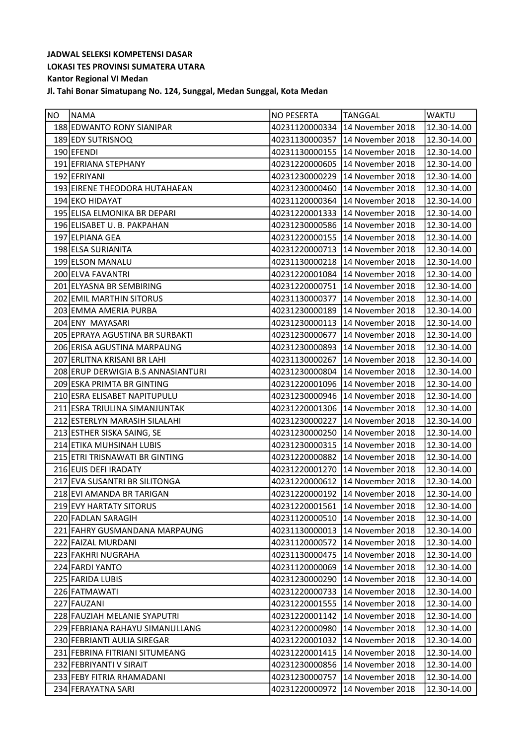**JADWAL SELEKSI KOMPETENSI DASAR**
**LOKASI TES PROVINSI SUMATERA UTARA**
**Kantor Regional VI Medan**
**Jl. Tahi Bonar Simatupang No. 124, Sunggal, Medan Sunggal, Kota Medan**

| NO | NAMA | NO PESERTA | TANGGAL | WAKTU |
|---|---|---|---|---|
| 188 | EDWANTO RONY SIANIPAR | 40231120000334 | 14 November 2018 | 12.30-14.00 |
| 189 | EDY SUTRISNOQ | 40231130000357 | 14 November 2018 | 12.30-14.00 |
| 190 | EFENDI | 40231130000155 | 14 November 2018 | 12.30-14.00 |
| 191 | EFRIANA STEPHANY | 40231220000605 | 14 November 2018 | 12.30-14.00 |
| 192 | EFRIYANI | 40231230000229 | 14 November 2018 | 12.30-14.00 |
| 193 | EIRENE THEODORA HUTAHAEAN | 40231230000460 | 14 November 2018 | 12.30-14.00 |
| 194 | EKO HIDAYAT | 40231120000364 | 14 November 2018 | 12.30-14.00 |
| 195 | ELISA ELMONIKA BR DEPARI | 40231220001333 | 14 November 2018 | 12.30-14.00 |
| 196 | ELISABET U. B. PAKPAHAN | 40231230000586 | 14 November 2018 | 12.30-14.00 |
| 197 | ELPIANA GEA | 40231220000155 | 14 November 2018 | 12.30-14.00 |
| 198 | ELSA SURIANITA | 40231220000713 | 14 November 2018 | 12.30-14.00 |
| 199 | ELSON MANALU | 40231130000218 | 14 November 2018 | 12.30-14.00 |
| 200 | ELVA FAVANTRI | 40231220001084 | 14 November 2018 | 12.30-14.00 |
| 201 | ELYASNA BR SEMBIRING | 40231220000751 | 14 November 2018 | 12.30-14.00 |
| 202 | EMIL MARTHIN SITORUS | 40231130000377 | 14 November 2018 | 12.30-14.00 |
| 203 | EMMA AMERIA PURBA | 40231230000189 | 14 November 2018 | 12.30-14.00 |
| 204 | ENY MAYASARI | 40231230000113 | 14 November 2018 | 12.30-14.00 |
| 205 | EPRAYA AGUSTINA BR SURBAKTI | 40231230000677 | 14 November 2018 | 12.30-14.00 |
| 206 | ERISA AGUSTINA MARPAUNG | 40231230000893 | 14 November 2018 | 12.30-14.00 |
| 207 | ERLITNA KRISANI BR LAHI | 40231130000267 | 14 November 2018 | 12.30-14.00 |
| 208 | ERUP DERWIGIA B.S ANNASIANTURI | 40231230000804 | 14 November 2018 | 12.30-14.00 |
| 209 | ESKA PRIMTA BR GINTING | 40231220001096 | 14 November 2018 | 12.30-14.00 |
| 210 | ESRA ELISABET NAPITUPULU | 40231230000946 | 14 November 2018 | 12.30-14.00 |
| 211 | ESRA TRIULINA SIMANJUNTAK | 40231220001306 | 14 November 2018 | 12.30-14.00 |
| 212 | ESTERLYN MARASIH SILALAHI | 40231230000227 | 14 November 2018 | 12.30-14.00 |
| 213 | ESTHER SISKA SAING, SE | 40231230000250 | 14 November 2018 | 12.30-14.00 |
| 214 | ETIKA MUHSINAH LUBIS | 40231230000315 | 14 November 2018 | 12.30-14.00 |
| 215 | ETRI TRISNAWATI BR GINTING | 40231220000882 | 14 November 2018 | 12.30-14.00 |
| 216 | EUIS DEFI IRADATY | 40231220001270 | 14 November 2018 | 12.30-14.00 |
| 217 | EVA SUSANTRI BR SILITONGA | 40231220000612 | 14 November 2018 | 12.30-14.00 |
| 218 | EVI AMANDA BR TARIGAN | 40231220000192 | 14 November 2018 | 12.30-14.00 |
| 219 | EVY HARTATY SITORUS | 40231220001561 | 14 November 2018 | 12.30-14.00 |
| 220 | FADLAN SARAGIH | 40231120000510 | 14 November 2018 | 12.30-14.00 |
| 221 | FAHRY GUSMANDANA MARPAUNG | 40231130000013 | 14 November 2018 | 12.30-14.00 |
| 222 | FAIZAL MURDANI | 40231120000572 | 14 November 2018 | 12.30-14.00 |
| 223 | FAKHRI NUGRAHA | 40231130000475 | 14 November 2018 | 12.30-14.00 |
| 224 | FARDI YANTO | 40231120000069 | 14 November 2018 | 12.30-14.00 |
| 225 | FARIDA LUBIS | 40231230000290 | 14 November 2018 | 12.30-14.00 |
| 226 | FATMAWATI | 40231220000733 | 14 November 2018 | 12.30-14.00 |
| 227 | FAUZANI | 40231220001555 | 14 November 2018 | 12.30-14.00 |
| 228 | FAUZIAH MELANIE SYAPUTRI | 40231220001142 | 14 November 2018 | 12.30-14.00 |
| 229 | FEBRIANA RAHAYU SIMANULLANG | 40231220000980 | 14 November 2018 | 12.30-14.00 |
| 230 | FEBRIANTI AULIA SIREGAR | 40231220001032 | 14 November 2018 | 12.30-14.00 |
| 231 | FEBRINA FITRIANI SITUMEANG | 40231220001415 | 14 November 2018 | 12.30-14.00 |
| 232 | FEBRIYANTI V SIRAIT | 40231230000856 | 14 November 2018 | 12.30-14.00 |
| 233 | FEBY FITRIA RHAMADANI | 40231230000757 | 14 November 2018 | 12.30-14.00 |
| 234 | FERAYATNA SARI | 40231220000972 | 14 November 2018 | 12.30-14.00 |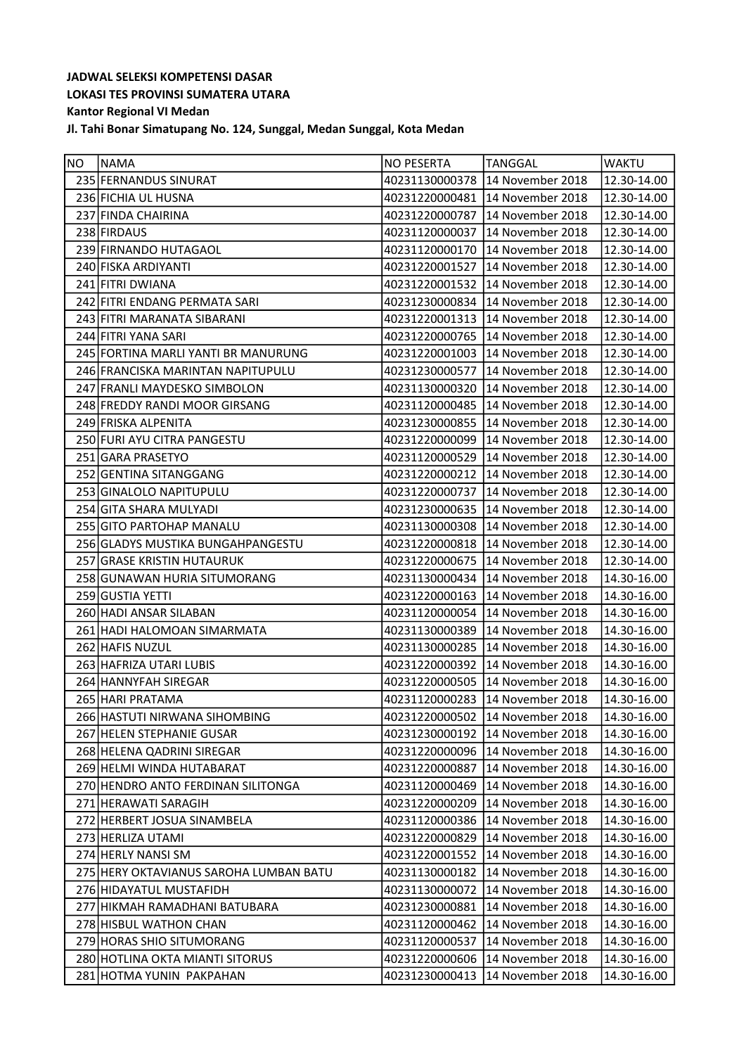**JADWAL SELEKSI KOMPETENSI DASAR**
**LOKASI TES PROVINSI SUMATERA UTARA**
**Kantor Regional VI Medan**
**Jl. Tahi Bonar Simatupang No. 124, Sunggal, Medan Sunggal, Kota Medan**

| NO | NAMA | NO PESERTA | TANGGAL | WAKTU |
|---|---|---|---|---|
| 235 | FERNANDUS SINURAT | 40231130000378 | 14 November 2018 | 12.30-14.00 |
| 236 | FICHIA UL HUSNA | 40231220000481 | 14 November 2018 | 12.30-14.00 |
| 237 | FINDA CHAIRINA | 40231220000787 | 14 November 2018 | 12.30-14.00 |
| 238 | FIRDAUS | 40231120000037 | 14 November 2018 | 12.30-14.00 |
| 239 | FIRNANDO HUTAGAOL | 40231120000170 | 14 November 2018 | 12.30-14.00 |
| 240 | FISKA ARDIYANTI | 40231220001527 | 14 November 2018 | 12.30-14.00 |
| 241 | FITRI DWIANA | 40231220001532 | 14 November 2018 | 12.30-14.00 |
| 242 | FITRI ENDANG PERMATA SARI | 40231230000834 | 14 November 2018 | 12.30-14.00 |
| 243 | FITRI MARANATA SIBARANI | 40231220001313 | 14 November 2018 | 12.30-14.00 |
| 244 | FITRI YANA SARI | 40231220000765 | 14 November 2018 | 12.30-14.00 |
| 245 | FORTINA MARLI YANTI BR MANURUNG | 40231220001003 | 14 November 2018 | 12.30-14.00 |
| 246 | FRANCISKA MARINTAN NAPITUPULU | 40231230000577 | 14 November 2018 | 12.30-14.00 |
| 247 | FRANLI MAYDESKO SIMBOLON | 40231130000320 | 14 November 2018 | 12.30-14.00 |
| 248 | FREDDY RANDI MOOR GIRSANG | 40231120000485 | 14 November 2018 | 12.30-14.00 |
| 249 | FRISKA ALPENITA | 40231230000855 | 14 November 2018 | 12.30-14.00 |
| 250 | FURI AYU CITRA PANGESTU | 40231220000099 | 14 November 2018 | 12.30-14.00 |
| 251 | GARA PRASETYO | 40231120000529 | 14 November 2018 | 12.30-14.00 |
| 252 | GENTINA SITANGGANG | 40231220000212 | 14 November 2018 | 12.30-14.00 |
| 253 | GINALOLO NAPITUPULU | 40231220000737 | 14 November 2018 | 12.30-14.00 |
| 254 | GITA SHARA MULYADI | 40231230000635 | 14 November 2018 | 12.30-14.00 |
| 255 | GITO PARTOHAP MANALU | 40231130000308 | 14 November 2018 | 12.30-14.00 |
| 256 | GLADYS MUSTIKA BUNGAHPANGESTU | 40231220000818 | 14 November 2018 | 12.30-14.00 |
| 257 | GRASE KRISTIN HUTAURUK | 40231220000675 | 14 November 2018 | 12.30-14.00 |
| 258 | GUNAWAN HURIA SITUMORANG | 40231130000434 | 14 November 2018 | 14.30-16.00 |
| 259 | GUSTIA YETTI | 40231220000163 | 14 November 2018 | 14.30-16.00 |
| 260 | HADI ANSAR SILABAN | 40231120000054 | 14 November 2018 | 14.30-16.00 |
| 261 | HADI HALOMOAN SIMARMATA | 40231130000389 | 14 November 2018 | 14.30-16.00 |
| 262 | HAFIS NUZUL | 40231130000285 | 14 November 2018 | 14.30-16.00 |
| 263 | HAFRIZA UTARI LUBIS | 40231220000392 | 14 November 2018 | 14.30-16.00 |
| 264 | HANNYFAH SIREGAR | 40231220000505 | 14 November 2018 | 14.30-16.00 |
| 265 | HARI PRATAMA | 40231120000283 | 14 November 2018 | 14.30-16.00 |
| 266 | HASTUTI NIRWANA SIHOMBING | 40231220000502 | 14 November 2018 | 14.30-16.00 |
| 267 | HELEN STEPHANIE GUSAR | 40231230000192 | 14 November 2018 | 14.30-16.00 |
| 268 | HELENA QADRINI SIREGAR | 40231220000096 | 14 November 2018 | 14.30-16.00 |
| 269 | HELMI WINDA HUTABARAT | 40231220000887 | 14 November 2018 | 14.30-16.00 |
| 270 | HENDRO ANTO FERDINAN SILITONGA | 40231120000469 | 14 November 2018 | 14.30-16.00 |
| 271 | HERAWATI SARAGIH | 40231220000209 | 14 November 2018 | 14.30-16.00 |
| 272 | HERBERT JOSUA SINAMBELA | 40231120000386 | 14 November 2018 | 14.30-16.00 |
| 273 | HERLIZA UTAMI | 40231220000829 | 14 November 2018 | 14.30-16.00 |
| 274 | HERLY NANSI SM | 40231220001552 | 14 November 2018 | 14.30-16.00 |
| 275 | HERY OKTAVIANUS SAROHA LUMBAN BATU | 40231130000182 | 14 November 2018 | 14.30-16.00 |
| 276 | HIDAYATUL MUSTAFIDH | 40231130000072 | 14 November 2018 | 14.30-16.00 |
| 277 | HIKMAH RAMADHANI BATUBARA | 40231230000881 | 14 November 2018 | 14.30-16.00 |
| 278 | HISBUL WATHON CHAN | 40231120000462 | 14 November 2018 | 14.30-16.00 |
| 279 | HORAS SHIO SITUMORANG | 40231120000537 | 14 November 2018 | 14.30-16.00 |
| 280 | HOTLINA OKTA MIANTI SITORUS | 40231220000606 | 14 November 2018 | 14.30-16.00 |
| 281 | HOTMA YUNIN PAKPAHAN | 40231230000413 | 14 November 2018 | 14.30-16.00 |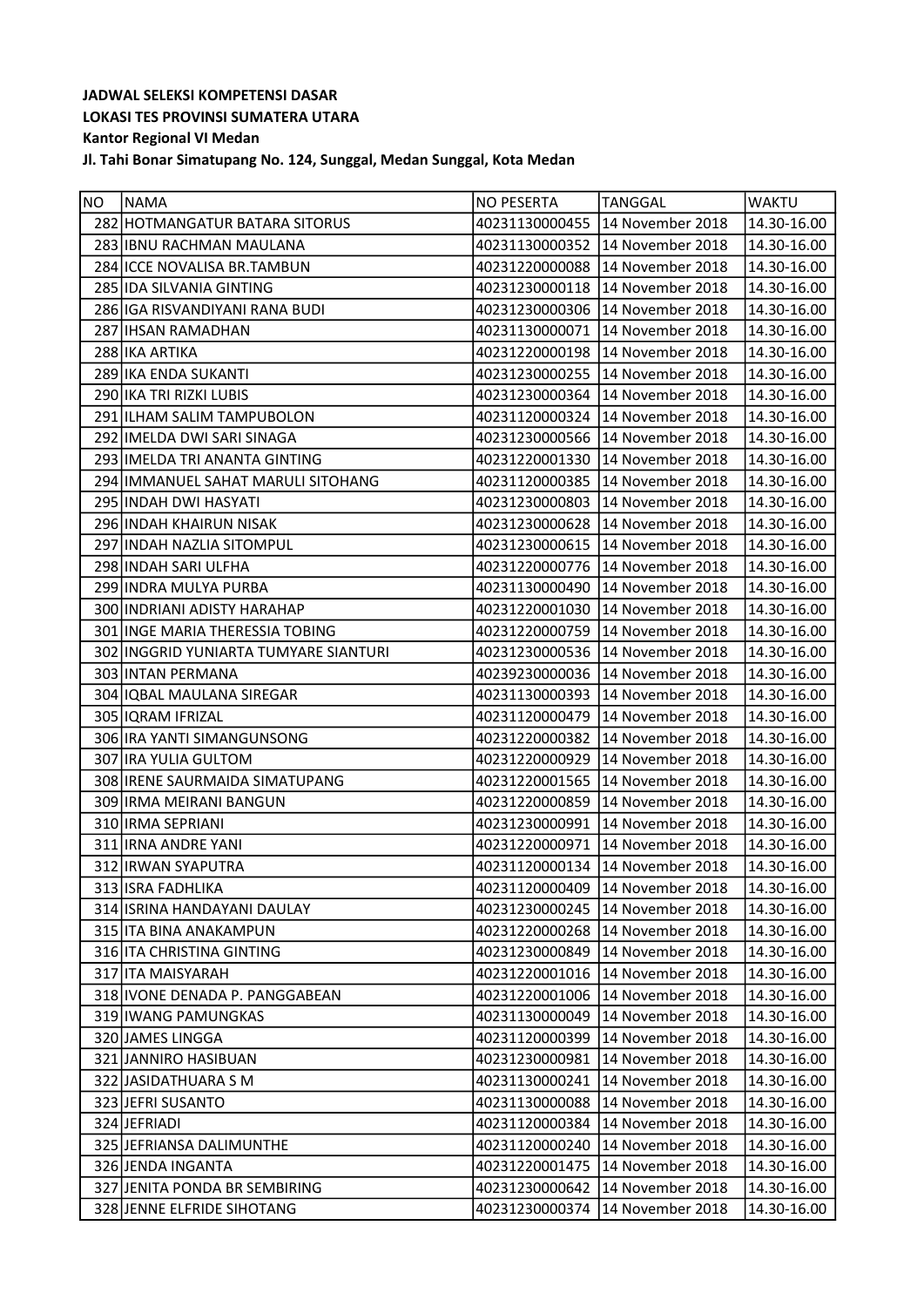**JADWAL SELEKSI KOMPETENSI DASAR**
**LOKASI TES PROVINSI SUMATERA UTARA**
**Kantor Regional VI Medan**
**Jl. Tahi Bonar Simatupang No. 124, Sunggal, Medan Sunggal, Kota Medan**

| NO | NAMA | NO PESERTA | TANGGAL | WAKTU |
|---|---|---|---|---|
| 282 | HOTMANGATUR BATARA SITORUS | 40231130000455 | 14 November 2018 | 14.30-16.00 |
| 283 | IBNU RACHMAN MAULANA | 40231130000352 | 14 November 2018 | 14.30-16.00 |
| 284 | ICCE NOVALISA BR.TAMBUN | 40231220000088 | 14 November 2018 | 14.30-16.00 |
| 285 | IDA SILVANIA GINTING | 40231230000118 | 14 November 2018 | 14.30-16.00 |
| 286 | IGA RISVANDIYANI RANA BUDI | 40231230000306 | 14 November 2018 | 14.30-16.00 |
| 287 | IHSAN RAMADHAN | 40231130000071 | 14 November 2018 | 14.30-16.00 |
| 288 | IKA ARTIKA | 40231220000198 | 14 November 2018 | 14.30-16.00 |
| 289 | IKA ENDA SUKANTI | 40231230000255 | 14 November 2018 | 14.30-16.00 |
| 290 | IKA TRI RIZKI LUBIS | 40231230000364 | 14 November 2018 | 14.30-16.00 |
| 291 | ILHAM SALIM TAMPUBOLON | 40231120000324 | 14 November 2018 | 14.30-16.00 |
| 292 | IMELDA DWI SARI SINAGA | 40231230000566 | 14 November 2018 | 14.30-16.00 |
| 293 | IMELDA TRI ANANTA GINTING | 40231220001330 | 14 November 2018 | 14.30-16.00 |
| 294 | IMMANUEL SAHAT MARULI SITOHANG | 40231120000385 | 14 November 2018 | 14.30-16.00 |
| 295 | INDAH DWI HASYATI | 40231230000803 | 14 November 2018 | 14.30-16.00 |
| 296 | INDAH KHAIRUN NISAK | 40231230000628 | 14 November 2018 | 14.30-16.00 |
| 297 | INDAH NAZLIA SITOMPUL | 40231230000615 | 14 November 2018 | 14.30-16.00 |
| 298 | INDAH SARI ULFHA | 40231220000776 | 14 November 2018 | 14.30-16.00 |
| 299 | INDRA MULYA PURBA | 40231130000490 | 14 November 2018 | 14.30-16.00 |
| 300 | INDRIANI ADISTY HARAHAP | 40231220001030 | 14 November 2018 | 14.30-16.00 |
| 301 | INGE MARIA THERESSIA TOBING | 40231220000759 | 14 November 2018 | 14.30-16.00 |
| 302 | INGGRID YUNIARTA TUMYARE SIANTURI | 40231230000536 | 14 November 2018 | 14.30-16.00 |
| 303 | INTAN PERMANA | 40239230000036 | 14 November 2018 | 14.30-16.00 |
| 304 | IQBAL MAULANA SIREGAR | 40231130000393 | 14 November 2018 | 14.30-16.00 |
| 305 | IQRAM IFRIZAL | 40231120000479 | 14 November 2018 | 14.30-16.00 |
| 306 | IRA YANTI SIMANGUNSONG | 40231220000382 | 14 November 2018 | 14.30-16.00 |
| 307 | IRA YULIA GULTOM | 40231220000929 | 14 November 2018 | 14.30-16.00 |
| 308 | IRENE SAURMAIDA SIMATUPANG | 40231220001565 | 14 November 2018 | 14.30-16.00 |
| 309 | IRMA MEIRANI BANGUN | 40231220000859 | 14 November 2018 | 14.30-16.00 |
| 310 | IRMA SEPRIANI | 40231230000991 | 14 November 2018 | 14.30-16.00 |
| 311 | IRNA ANDRE YANI | 40231220000971 | 14 November 2018 | 14.30-16.00 |
| 312 | IRWAN SYAPUTRA | 40231120000134 | 14 November 2018 | 14.30-16.00 |
| 313 | ISRA FADHLIKA | 40231120000409 | 14 November 2018 | 14.30-16.00 |
| 314 | ISRINA HANDAYANI DAULAY | 40231230000245 | 14 November 2018 | 14.30-16.00 |
| 315 | ITA BINA ANAKAMPUN | 40231220000268 | 14 November 2018 | 14.30-16.00 |
| 316 | ITA CHRISTINA GINTING | 40231230000849 | 14 November 2018 | 14.30-16.00 |
| 317 | ITA MAISYARAH | 40231220001016 | 14 November 2018 | 14.30-16.00 |
| 318 | IVONE DENADA P. PANGGABEAN | 40231220001006 | 14 November 2018 | 14.30-16.00 |
| 319 | IWANG PAMUNGKAS | 40231130000049 | 14 November 2018 | 14.30-16.00 |
| 320 | JAMES LINGGA | 40231120000399 | 14 November 2018 | 14.30-16.00 |
| 321 | JANNIRO HASIBUAN | 40231230000981 | 14 November 2018 | 14.30-16.00 |
| 322 | JASIDATHUARA S M | 40231130000241 | 14 November 2018 | 14.30-16.00 |
| 323 | JEFRI SUSANTO | 40231130000088 | 14 November 2018 | 14.30-16.00 |
| 324 | JEFRIADI | 40231120000384 | 14 November 2018 | 14.30-16.00 |
| 325 | JEFRIANSA DALIMUNTHE | 40231120000240 | 14 November 2018 | 14.30-16.00 |
| 326 | JENDA INGANTA | 40231220001475 | 14 November 2018 | 14.30-16.00 |
| 327 | JENITA PONDA BR SEMBIRING | 40231230000642 | 14 November 2018 | 14.30-16.00 |
| 328 | JENNE ELFRIDE SIHOTANG | 40231230000374 | 14 November 2018 | 14.30-16.00 |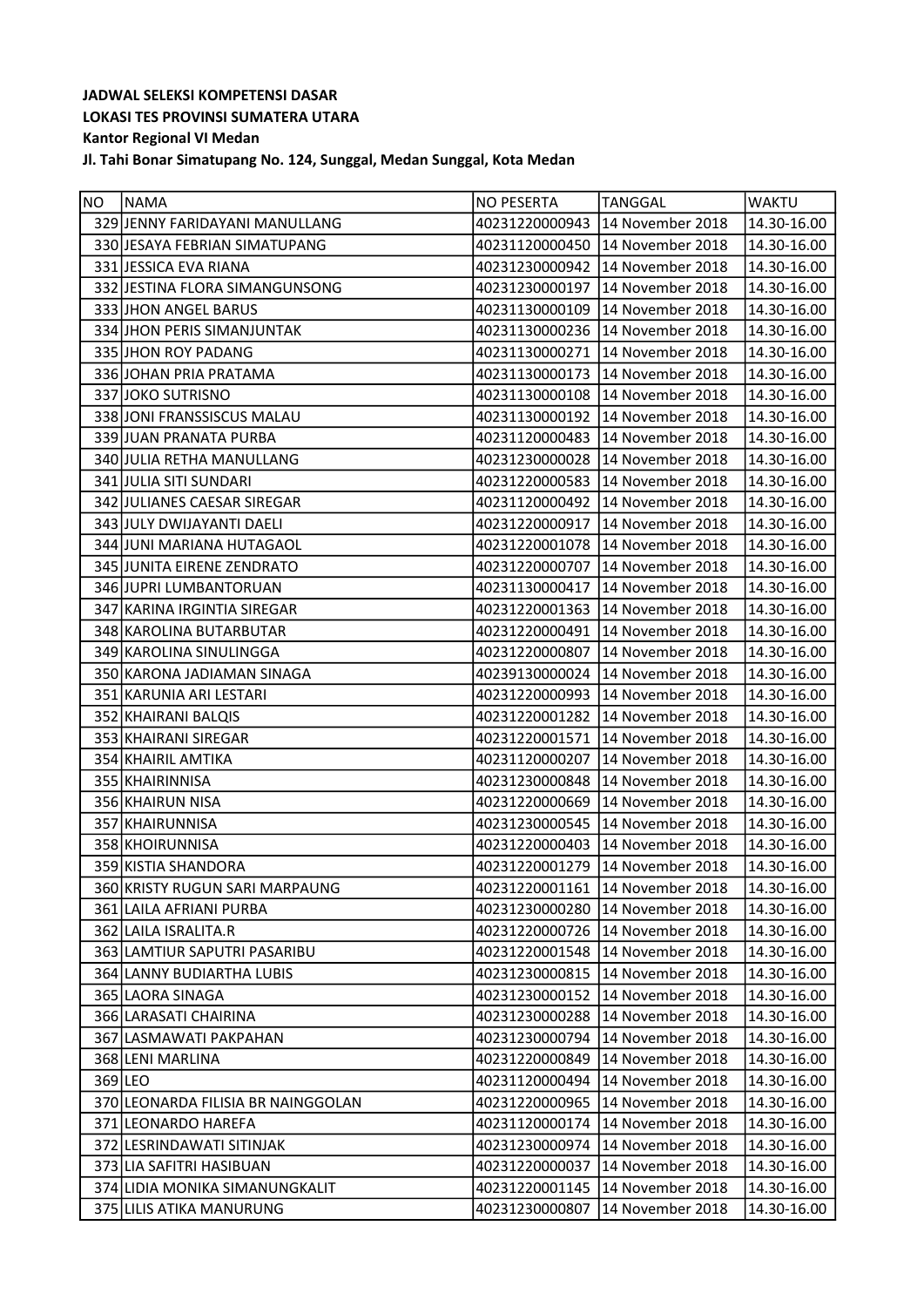**JADWAL SELEKSI KOMPETENSI DASAR**
**LOKASI TES PROVINSI SUMATERA UTARA**
**Kantor Regional VI Medan**
**Jl. Tahi Bonar Simatupang No. 124, Sunggal, Medan Sunggal, Kota Medan**

| NO | NAMA | NO PESERTA | TANGGAL | WAKTU |
|---|---|---|---|---|
| 329 | JENNY FARIDAYANI MANULLANG | 40231220000943 | 14 November 2018 | 14.30-16.00 |
| 330 | JESAYA FEBRIAN SIMATUPANG | 40231120000450 | 14 November 2018 | 14.30-16.00 |
| 331 | JESSICA EVA RIANA | 40231230000942 | 14 November 2018 | 14.30-16.00 |
| 332 | JESTINA FLORA SIMANGUNSONG | 40231230000197 | 14 November 2018 | 14.30-16.00 |
| 333 | JHON ANGEL BARUS | 40231130000109 | 14 November 2018 | 14.30-16.00 |
| 334 | JHON PERIS SIMANJUNTAK | 40231130000236 | 14 November 2018 | 14.30-16.00 |
| 335 | JHON ROY PADANG | 40231130000271 | 14 November 2018 | 14.30-16.00 |
| 336 | JOHAN PRIA PRATAMA | 40231130000173 | 14 November 2018 | 14.30-16.00 |
| 337 | JOKO SUTRISNO | 40231130000108 | 14 November 2018 | 14.30-16.00 |
| 338 | JONI FRANSSISCUS MALAU | 40231130000192 | 14 November 2018 | 14.30-16.00 |
| 339 | JUAN PRANATA PURBA | 40231120000483 | 14 November 2018 | 14.30-16.00 |
| 340 | JULIA RETHA MANULLANG | 40231230000028 | 14 November 2018 | 14.30-16.00 |
| 341 | JULIA SITI SUNDARI | 40231220000583 | 14 November 2018 | 14.30-16.00 |
| 342 | JULIANES CAESAR SIREGAR | 40231120000492 | 14 November 2018 | 14.30-16.00 |
| 343 | JULY DWIJAYANTI DAELI | 40231220000917 | 14 November 2018 | 14.30-16.00 |
| 344 | JUNI MARIANA HUTAGAOL | 40231220001078 | 14 November 2018 | 14.30-16.00 |
| 345 | JUNITA EIRENE ZENDRATO | 40231220000707 | 14 November 2018 | 14.30-16.00 |
| 346 | JUPRI LUMBANTORUAN | 40231130000417 | 14 November 2018 | 14.30-16.00 |
| 347 | KARINA IRGINTIA SIREGAR | 40231220001363 | 14 November 2018 | 14.30-16.00 |
| 348 | KAROLINA BUTARBUTAR | 40231220000491 | 14 November 2018 | 14.30-16.00 |
| 349 | KAROLINA SINULINGGA | 40231220000807 | 14 November 2018 | 14.30-16.00 |
| 350 | KARONA JADIAMAN SINAGA | 40239130000024 | 14 November 2018 | 14.30-16.00 |
| 351 | KARUNIA ARI LESTARI | 40231220000993 | 14 November 2018 | 14.30-16.00 |
| 352 | KHAIRANI BALQIS | 40231220001282 | 14 November 2018 | 14.30-16.00 |
| 353 | KHAIRANI SIREGAR | 40231220001571 | 14 November 2018 | 14.30-16.00 |
| 354 | KHAIRIL AMTIKA | 40231120000207 | 14 November 2018 | 14.30-16.00 |
| 355 | KHAIRINNISA | 40231230000848 | 14 November 2018 | 14.30-16.00 |
| 356 | KHAIRUN NISA | 40231220000669 | 14 November 2018 | 14.30-16.00 |
| 357 | KHAIRUNNISA | 40231230000545 | 14 November 2018 | 14.30-16.00 |
| 358 | KHOIRUNNISA | 40231220000403 | 14 November 2018 | 14.30-16.00 |
| 359 | KISTIA SHANDORA | 40231220001279 | 14 November 2018 | 14.30-16.00 |
| 360 | KRISTY RUGUN SARI MARPAUNG | 40231220001161 | 14 November 2018 | 14.30-16.00 |
| 361 | LAILA AFRIANI PURBA | 40231230000280 | 14 November 2018 | 14.30-16.00 |
| 362 | LAILA ISRALITA.R | 40231220000726 | 14 November 2018 | 14.30-16.00 |
| 363 | LAMTIUR SAPUTRI PASARIBU | 40231220001548 | 14 November 2018 | 14.30-16.00 |
| 364 | LANNY BUDIARTHA LUBIS | 40231230000815 | 14 November 2018 | 14.30-16.00 |
| 365 | LAORA SINAGA | 40231230000152 | 14 November 2018 | 14.30-16.00 |
| 366 | LARASATI CHAIRINA | 40231230000288 | 14 November 2018 | 14.30-16.00 |
| 367 | LASMAWATI PAKPAHAN | 40231230000794 | 14 November 2018 | 14.30-16.00 |
| 368 | LENI MARLINA | 40231220000849 | 14 November 2018 | 14.30-16.00 |
| 369 | LEO | 40231120000494 | 14 November 2018 | 14.30-16.00 |
| 370 | LEONARDA FILISIA BR NAINGGOLAN | 40231220000965 | 14 November 2018 | 14.30-16.00 |
| 371 | LEONARDO HAREFA | 40231120000174 | 14 November 2018 | 14.30-16.00 |
| 372 | LESRINDAWATI SITINJAK | 40231230000974 | 14 November 2018 | 14.30-16.00 |
| 373 | LIA SAFITRI HASIBUAN | 40231220000037 | 14 November 2018 | 14.30-16.00 |
| 374 | LIDIA MONIKA SIMANUNGKALIT | 40231220001145 | 14 November 2018 | 14.30-16.00 |
| 375 | LILIS ATIKA MANURUNG | 40231230000807 | 14 November 2018 | 14.30-16.00 |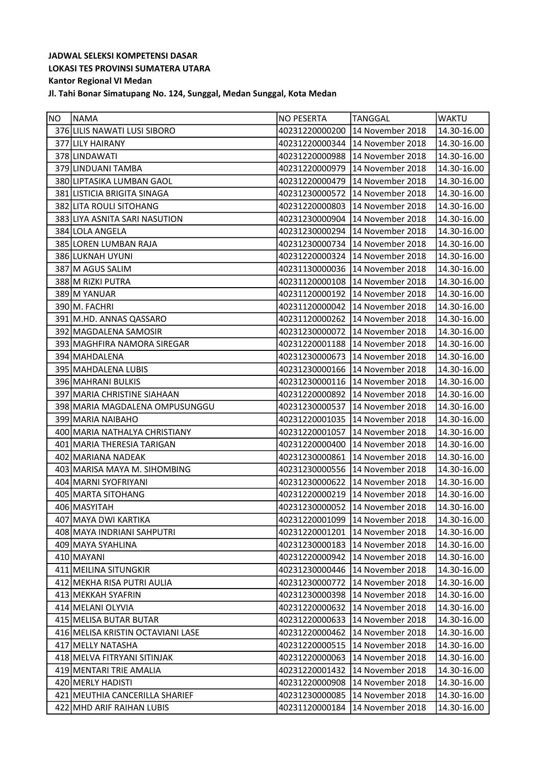**JADWAL SELEKSI KOMPETENSI DASAR**
**LOKASI TES PROVINSI SUMATERA UTARA**
**Kantor Regional VI Medan**
**Jl. Tahi Bonar Simatupang No. 124, Sunggal, Medan Sunggal, Kota Medan**

| NO | NAMA | NO PESERTA | TANGGAL | WAKTU |
|---|---|---|---|---|
| 376 | LILIS NAWATI LUSI SIBORO | 40231220000200 | 14 November 2018 | 14.30-16.00 |
| 377 | LILY HAIRANY | 40231220000344 | 14 November 2018 | 14.30-16.00 |
| 378 | LINDAWATI | 40231220000988 | 14 November 2018 | 14.30-16.00 |
| 379 | LINDUANI TAMBA | 40231220000979 | 14 November 2018 | 14.30-16.00 |
| 380 | LIPTASIKA LUMBAN GAOL | 40231220000479 | 14 November 2018 | 14.30-16.00 |
| 381 | LISTICIA BRIGITA SINAGA | 40231230000572 | 14 November 2018 | 14.30-16.00 |
| 382 | LITA ROULI SITOHANG | 40231220000803 | 14 November 2018 | 14.30-16.00 |
| 383 | LIYA ASNITA SARI NASUTION | 40231230000904 | 14 November 2018 | 14.30-16.00 |
| 384 | LOLA ANGELA | 40231230000294 | 14 November 2018 | 14.30-16.00 |
| 385 | LOREN LUMBAN RAJA | 40231230000734 | 14 November 2018 | 14.30-16.00 |
| 386 | LUKNAH UYUNI | 40231220000324 | 14 November 2018 | 14.30-16.00 |
| 387 | M AGUS SALIM | 40231130000036 | 14 November 2018 | 14.30-16.00 |
| 388 | M RIZKI PUTRA | 40231120000108 | 14 November 2018 | 14.30-16.00 |
| 389 | M YANUAR | 40231120000192 | 14 November 2018 | 14.30-16.00 |
| 390 | M. FACHRI | 40231120000042 | 14 November 2018 | 14.30-16.00 |
| 391 | M.HD. ANNAS QASSARO | 40231120000262 | 14 November 2018 | 14.30-16.00 |
| 392 | MAGDALENA SAMOSIR | 40231230000072 | 14 November 2018 | 14.30-16.00 |
| 393 | MAGHFIRA NAMORA SIREGAR | 40231220001188 | 14 November 2018 | 14.30-16.00 |
| 394 | MAHDALENA | 40231230000673 | 14 November 2018 | 14.30-16.00 |
| 395 | MAHDALENA LUBIS | 40231230000166 | 14 November 2018 | 14.30-16.00 |
| 396 | MAHRANI BULKIS | 40231230000116 | 14 November 2018 | 14.30-16.00 |
| 397 | MARIA CHRISTINE SIAHAAN | 40231220000892 | 14 November 2018 | 14.30-16.00 |
| 398 | MARIA MAGDALENA OMPUSUNGGU | 40231230000537 | 14 November 2018 | 14.30-16.00 |
| 399 | MARIA NAIBAHO | 40231220001035 | 14 November 2018 | 14.30-16.00 |
| 400 | MARIA NATHALYA CHRISTIANY | 40231220001057 | 14 November 2018 | 14.30-16.00 |
| 401 | MARIA THERESIA TARIGAN | 40231220000400 | 14 November 2018 | 14.30-16.00 |
| 402 | MARIANA NADEAK | 40231230000861 | 14 November 2018 | 14.30-16.00 |
| 403 | MARISA MAYA M. SIHOMBING | 40231230000556 | 14 November 2018 | 14.30-16.00 |
| 404 | MARNI SYOFRIYANI | 40231230000622 | 14 November 2018 | 14.30-16.00 |
| 405 | MARTA SITOHANG | 40231220000219 | 14 November 2018 | 14.30-16.00 |
| 406 | MASYITAH | 40231230000052 | 14 November 2018 | 14.30-16.00 |
| 407 | MAYA DWI KARTIKA | 40231220001099 | 14 November 2018 | 14.30-16.00 |
| 408 | MAYA INDRIANI SAHPUTRI | 40231220001201 | 14 November 2018 | 14.30-16.00 |
| 409 | MAYA SYAHLINA | 40231230000183 | 14 November 2018 | 14.30-16.00 |
| 410 | MAYANI | 40231220000942 | 14 November 2018 | 14.30-16.00 |
| 411 | MEILINA SITUNGKIR | 40231230000446 | 14 November 2018 | 14.30-16.00 |
| 412 | MEKHA RISA PUTRI AULIA | 40231230000772 | 14 November 2018 | 14.30-16.00 |
| 413 | MEKKAH SYAFRIN | 40231230000398 | 14 November 2018 | 14.30-16.00 |
| 414 | MELANI OLYVIA | 40231220000632 | 14 November 2018 | 14.30-16.00 |
| 415 | MELISA BUTAR BUTAR | 40231220000633 | 14 November 2018 | 14.30-16.00 |
| 416 | MELISA KRISTIN OCTAVIANI LASE | 40231220000462 | 14 November 2018 | 14.30-16.00 |
| 417 | MELLY NATASHA | 40231220000515 | 14 November 2018 | 14.30-16.00 |
| 418 | MELVA FITRYANI SITINJAK | 40231220000063 | 14 November 2018 | 14.30-16.00 |
| 419 | MENTARI TRIE AMALIA | 40231220001432 | 14 November 2018 | 14.30-16.00 |
| 420 | MERLY HADISTI | 40231220000908 | 14 November 2018 | 14.30-16.00 |
| 421 | MEUTHIA CANCERILLA SHARIEF | 40231230000085 | 14 November 2018 | 14.30-16.00 |
| 422 | MHD ARIF RAIHAN LUBIS | 40231120000184 | 14 November 2018 | 14.30-16.00 |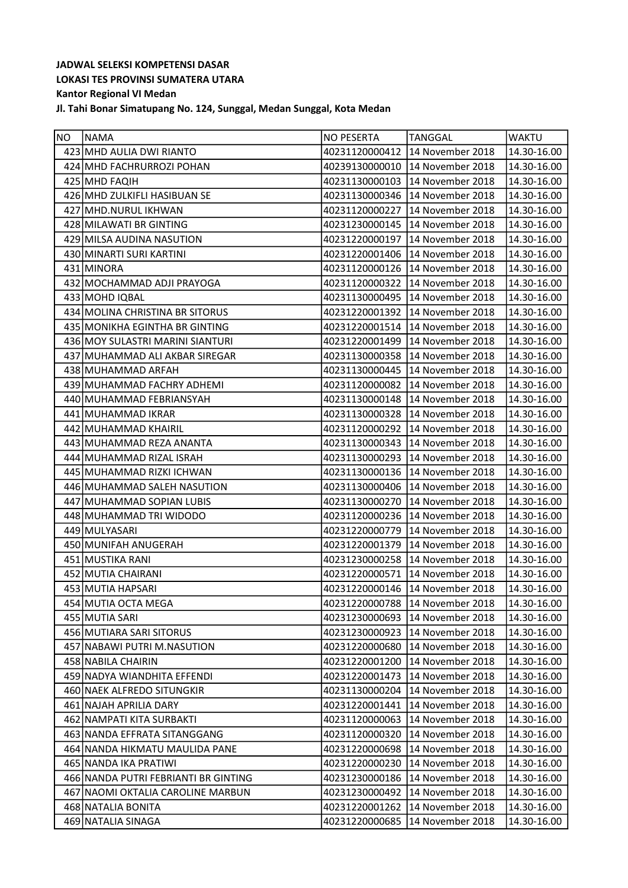**JADWAL SELEKSI KOMPETENSI DASAR**
**LOKASI TES PROVINSI SUMATERA UTARA**
**Kantor Regional VI Medan**
**Jl. Tahi Bonar Simatupang No. 124, Sunggal, Medan Sunggal, Kota Medan**

| NO | NAMA | NO PESERTA | TANGGAL | WAKTU |
|---|---|---|---|---|
| 423 | MHD AULIA DWI RIANTO | 40231120000412 | 14 November 2018 | 14.30-16.00 |
| 424 | MHD FACHRURROZI POHAN | 40239130000010 | 14 November 2018 | 14.30-16.00 |
| 425 | MHD FAQIH | 40231130000103 | 14 November 2018 | 14.30-16.00 |
| 426 | MHD ZULKIFLI HASIBUAN SE | 40231130000346 | 14 November 2018 | 14.30-16.00 |
| 427 | MHD.NURUL IKHWAN | 40231120000227 | 14 November 2018 | 14.30-16.00 |
| 428 | MILAWATI BR GINTING | 40231230000145 | 14 November 2018 | 14.30-16.00 |
| 429 | MILSA AUDINA NASUTION | 40231220000197 | 14 November 2018 | 14.30-16.00 |
| 430 | MINARTI SURI KARTINI | 40231220001406 | 14 November 2018 | 14.30-16.00 |
| 431 | MINORA | 40231120000126 | 14 November 2018 | 14.30-16.00 |
| 432 | MOCHAMMAD ADJI PRAYOGA | 40231120000322 | 14 November 2018 | 14.30-16.00 |
| 433 | MOHD IQBAL | 40231130000495 | 14 November 2018 | 14.30-16.00 |
| 434 | MOLINA CHRISTINA BR SITORUS | 40231220001392 | 14 November 2018 | 14.30-16.00 |
| 435 | MONIKHA EGINTHA BR GINTING | 40231220001514 | 14 November 2018 | 14.30-16.00 |
| 436 | MOY SULASTRI MARINI SIANTURI | 40231220001499 | 14 November 2018 | 14.30-16.00 |
| 437 | MUHAMMAD ALI AKBAR SIREGAR | 40231130000358 | 14 November 2018 | 14.30-16.00 |
| 438 | MUHAMMAD ARFAH | 40231130000445 | 14 November 2018 | 14.30-16.00 |
| 439 | MUHAMMAD FACHRY ADHEMI | 40231120000082 | 14 November 2018 | 14.30-16.00 |
| 440 | MUHAMMAD FEBRIANSYAH | 40231130000148 | 14 November 2018 | 14.30-16.00 |
| 441 | MUHAMMAD IKRAR | 40231130000328 | 14 November 2018 | 14.30-16.00 |
| 442 | MUHAMMAD KHAIRIL | 40231120000292 | 14 November 2018 | 14.30-16.00 |
| 443 | MUHAMMAD REZA ANANTA | 40231130000343 | 14 November 2018 | 14.30-16.00 |
| 444 | MUHAMMAD RIZAL ISRAH | 40231130000293 | 14 November 2018 | 14.30-16.00 |
| 445 | MUHAMMAD RIZKI ICHWAN | 40231130000136 | 14 November 2018 | 14.30-16.00 |
| 446 | MUHAMMAD SALEH NASUTION | 40231130000406 | 14 November 2018 | 14.30-16.00 |
| 447 | MUHAMMAD SOPIAN LUBIS | 40231130000270 | 14 November 2018 | 14.30-16.00 |
| 448 | MUHAMMAD TRI WIDODO | 40231120000236 | 14 November 2018 | 14.30-16.00 |
| 449 | MULYASARI | 40231220000779 | 14 November 2018 | 14.30-16.00 |
| 450 | MUNIFAH ANUGERAH | 40231220001379 | 14 November 2018 | 14.30-16.00 |
| 451 | MUSTIKA RANI | 40231230000258 | 14 November 2018 | 14.30-16.00 |
| 452 | MUTIA CHAIRANI | 40231220000571 | 14 November 2018 | 14.30-16.00 |
| 453 | MUTIA HAPSARI | 40231220000146 | 14 November 2018 | 14.30-16.00 |
| 454 | MUTIA OCTA MEGA | 40231220000788 | 14 November 2018 | 14.30-16.00 |
| 455 | MUTIA SARI | 40231230000693 | 14 November 2018 | 14.30-16.00 |
| 456 | MUTIARA SARI SITORUS | 40231230000923 | 14 November 2018 | 14.30-16.00 |
| 457 | NABAWI PUTRI M.NASUTION | 40231220000680 | 14 November 2018 | 14.30-16.00 |
| 458 | NABILA CHAIRIN | 40231220001200 | 14 November 2018 | 14.30-16.00 |
| 459 | NADYA WIANDHITA EFFENDI | 40231220001473 | 14 November 2018 | 14.30-16.00 |
| 460 | NAEK ALFREDO SITUNGKIR | 40231130000204 | 14 November 2018 | 14.30-16.00 |
| 461 | NAJAH APRILIA DARY | 40231220001441 | 14 November 2018 | 14.30-16.00 |
| 462 | NAMPATI KITA SURBAKTI | 40231120000063 | 14 November 2018 | 14.30-16.00 |
| 463 | NANDA EFFRATA SITANGGANG | 40231120000320 | 14 November 2018 | 14.30-16.00 |
| 464 | NANDA HIKMATU MAULIDA PANE | 40231220000698 | 14 November 2018 | 14.30-16.00 |
| 465 | NANDA IKA PRATIWI | 40231220000230 | 14 November 2018 | 14.30-16.00 |
| 466 | NANDA PUTRI FEBRIANTI BR GINTING | 40231230000186 | 14 November 2018 | 14.30-16.00 |
| 467 | NAOMI OKTALIA CAROLINE MARBUN | 40231230000492 | 14 November 2018 | 14.30-16.00 |
| 468 | NATALIA BONITA | 40231220001262 | 14 November 2018 | 14.30-16.00 |
| 469 | NATALIA SINAGA | 40231220000685 | 14 November 2018 | 14.30-16.00 |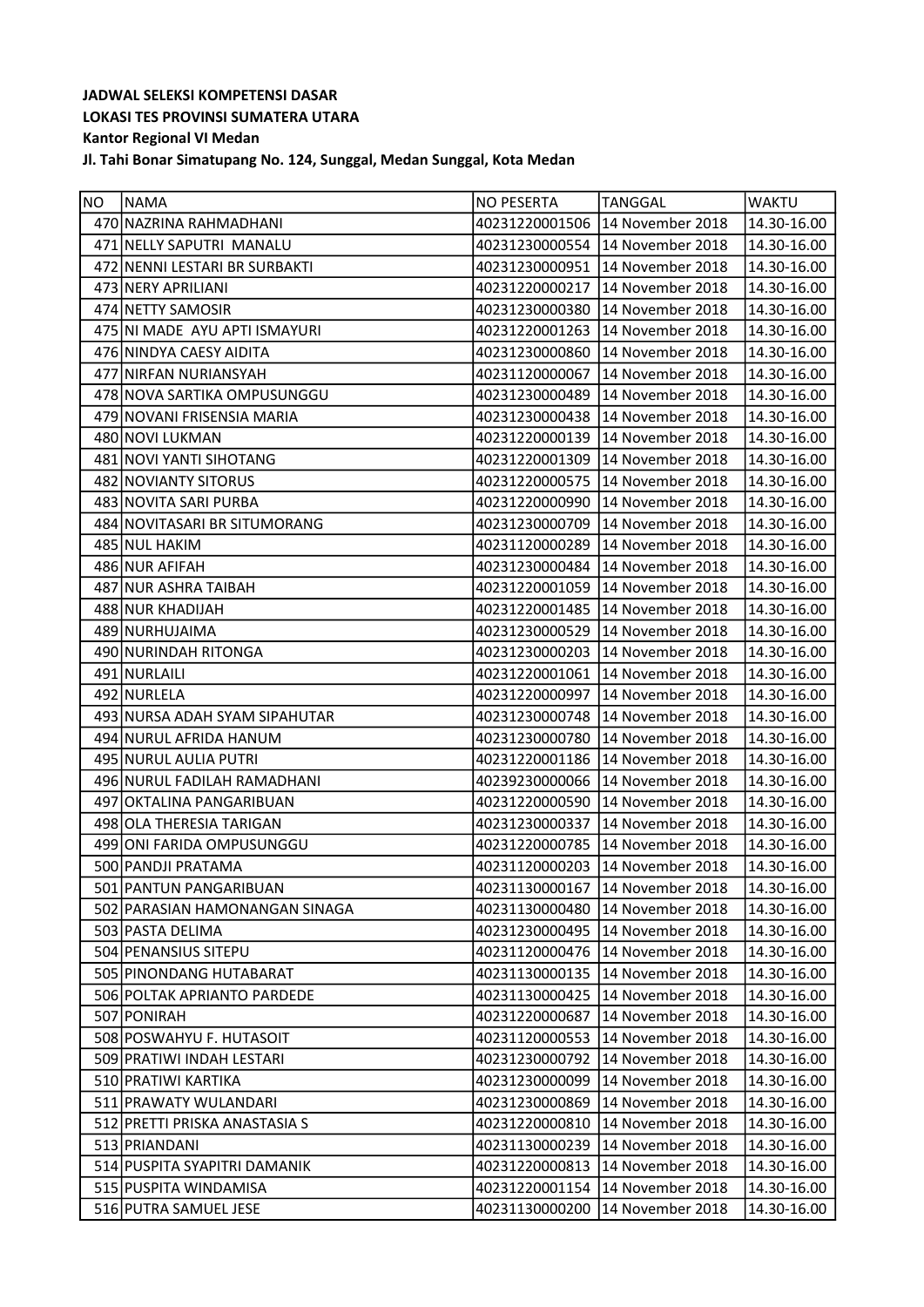**JADWAL SELEKSI KOMPETENSI DASAR**
**LOKASI TES PROVINSI SUMATERA UTARA**
**Kantor Regional VI Medan**
**Jl. Tahi Bonar Simatupang No. 124, Sunggal, Medan Sunggal, Kota Medan**

| NO | NAMA | NO PESERTA | TANGGAL | WAKTU |
|---|---|---|---|---|
| 470 | NAZRINA RAHMADHANI | 40231220001506 | 14 November 2018 | 14.30-16.00 |
| 471 | NELLY SAPUTRI  MANALU | 40231230000554 | 14 November 2018 | 14.30-16.00 |
| 472 | NENNI LESTARI BR SURBAKTI | 40231230000951 | 14 November 2018 | 14.30-16.00 |
| 473 | NERY APRILIANI | 40231220000217 | 14 November 2018 | 14.30-16.00 |
| 474 | NETTY SAMOSIR | 40231230000380 | 14 November 2018 | 14.30-16.00 |
| 475 | NI MADE  AYU APTI ISMAYURI | 40231220001263 | 14 November 2018 | 14.30-16.00 |
| 476 | NINDYA CAESY AIDITA | 40231230000860 | 14 November 2018 | 14.30-16.00 |
| 477 | NIRFAN NURIANSYAH | 40231120000067 | 14 November 2018 | 14.30-16.00 |
| 478 | NOVA SARTIKA OMPUSUNGGU | 40231230000489 | 14 November 2018 | 14.30-16.00 |
| 479 | NOVANI FRISENSIA MARIA | 40231230000438 | 14 November 2018 | 14.30-16.00 |
| 480 | NOVI LUKMAN | 40231220000139 | 14 November 2018 | 14.30-16.00 |
| 481 | NOVI YANTI SIHOTANG | 40231220001309 | 14 November 2018 | 14.30-16.00 |
| 482 | NOVIANTY SITORUS | 40231220000575 | 14 November 2018 | 14.30-16.00 |
| 483 | NOVITA SARI PURBA | 40231220000990 | 14 November 2018 | 14.30-16.00 |
| 484 | NOVITASARI BR SITUMORANG | 40231230000709 | 14 November 2018 | 14.30-16.00 |
| 485 | NUL HAKIM | 40231120000289 | 14 November 2018 | 14.30-16.00 |
| 486 | NUR AFIFAH | 40231230000484 | 14 November 2018 | 14.30-16.00 |
| 487 | NUR ASHRA TAIBAH | 40231220001059 | 14 November 2018 | 14.30-16.00 |
| 488 | NUR KHADIJAH | 40231220001485 | 14 November 2018 | 14.30-16.00 |
| 489 | NURHUJAIMA | 40231230000529 | 14 November 2018 | 14.30-16.00 |
| 490 | NURINDAH RITONGA | 40231230000203 | 14 November 2018 | 14.30-16.00 |
| 491 | NURLAILI | 40231220001061 | 14 November 2018 | 14.30-16.00 |
| 492 | NURLELA | 40231220000997 | 14 November 2018 | 14.30-16.00 |
| 493 | NURSA ADAH SYAM SIPAHUTAR | 40231230000748 | 14 November 2018 | 14.30-16.00 |
| 494 | NURUL AFRIDA HANUM | 40231230000780 | 14 November 2018 | 14.30-16.00 |
| 495 | NURUL AULIA PUTRI | 40231220001186 | 14 November 2018 | 14.30-16.00 |
| 496 | NURUL FADILAH RAMADHANI | 40239230000066 | 14 November 2018 | 14.30-16.00 |
| 497 | OKTALINA PANGARIBUAN | 40231220000590 | 14 November 2018 | 14.30-16.00 |
| 498 | OLA THERESIA TARIGAN | 40231230000337 | 14 November 2018 | 14.30-16.00 |
| 499 | ONI FARIDA OMPUSUNGGU | 40231220000785 | 14 November 2018 | 14.30-16.00 |
| 500 | PANDJI PRATAMA | 40231120000203 | 14 November 2018 | 14.30-16.00 |
| 501 | PANTUN PANGARIBUAN | 40231130000167 | 14 November 2018 | 14.30-16.00 |
| 502 | PARASIAN HAMONANGAN SINAGA | 40231130000480 | 14 November 2018 | 14.30-16.00 |
| 503 | PASTA DELIMA | 40231230000495 | 14 November 2018 | 14.30-16.00 |
| 504 | PENANSIUS SITEPU | 40231120000476 | 14 November 2018 | 14.30-16.00 |
| 505 | PINONDANG HUTABARAT | 40231130000135 | 14 November 2018 | 14.30-16.00 |
| 506 | POLTAK APRIANTO PARDEDE | 40231130000425 | 14 November 2018 | 14.30-16.00 |
| 507 | PONIRAH | 40231220000687 | 14 November 2018 | 14.30-16.00 |
| 508 | POSWAHYU F. HUTASOIT | 40231120000553 | 14 November 2018 | 14.30-16.00 |
| 509 | PRATIWI INDAH LESTARI | 40231230000792 | 14 November 2018 | 14.30-16.00 |
| 510 | PRATIWI KARTIKA | 40231230000099 | 14 November 2018 | 14.30-16.00 |
| 511 | PRAWATY WULANDARI | 40231230000869 | 14 November 2018 | 14.30-16.00 |
| 512 | PRETTI PRISKA ANASTASIA S | 40231220000810 | 14 November 2018 | 14.30-16.00 |
| 513 | PRIANDANI | 40231130000239 | 14 November 2018 | 14.30-16.00 |
| 514 | PUSPITA SYAPITRI DAMANIK | 40231220000813 | 14 November 2018 | 14.30-16.00 |
| 515 | PUSPITA WINDAMISA | 40231220001154 | 14 November 2018 | 14.30-16.00 |
| 516 | PUTRA SAMUEL JESE | 40231130000200 | 14 November 2018 | 14.30-16.00 |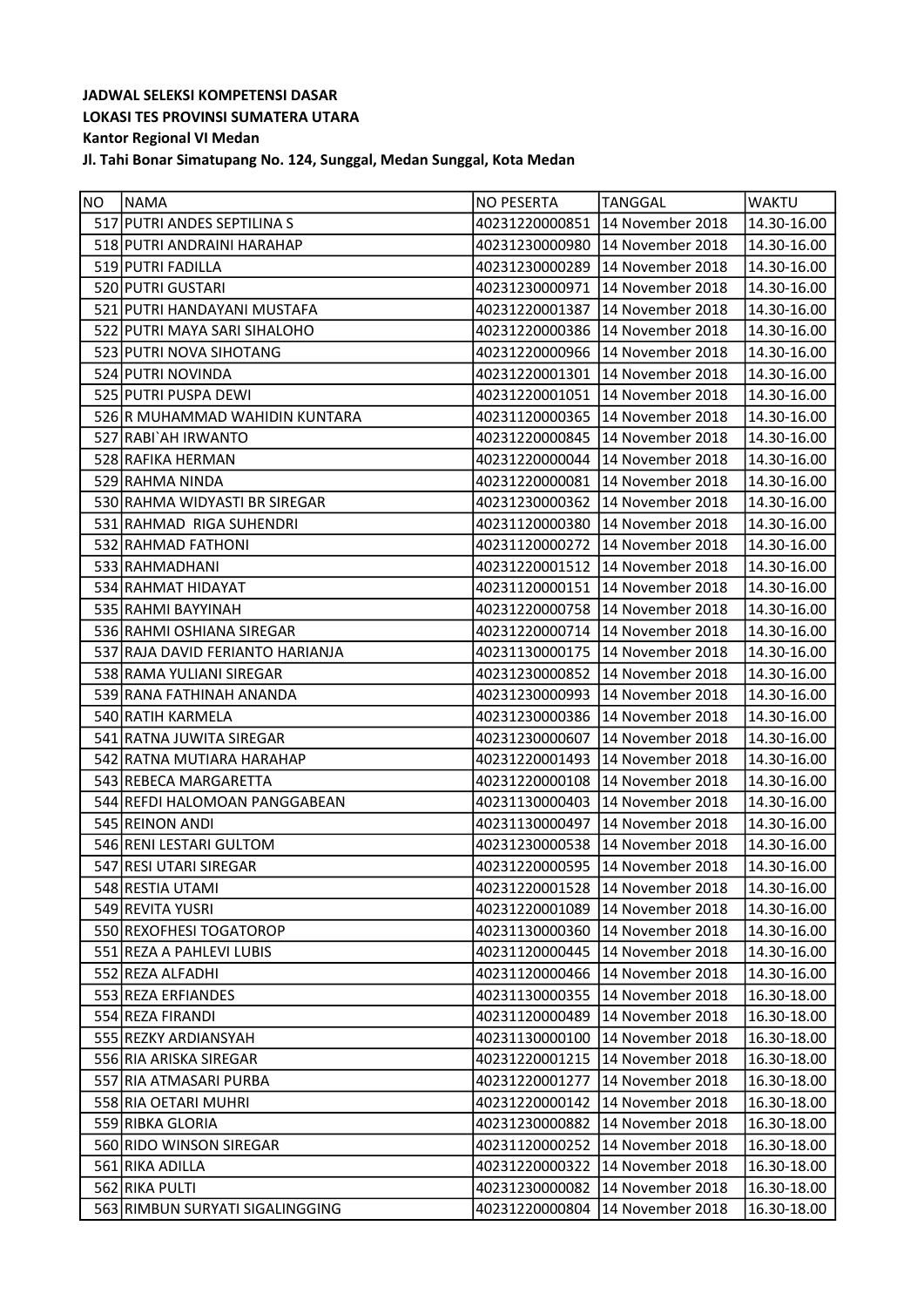**JADWAL SELEKSI KOMPETENSI DASAR**
**LOKASI TES PROVINSI SUMATERA UTARA**
**Kantor Regional VI Medan**
**Jl. Tahi Bonar Simatupang No. 124, Sunggal, Medan Sunggal, Kota Medan**

| NO | NAMA | NO PESERTA | TANGGAL | WAKTU |
|---|---|---|---|---|
| 517 | PUTRI ANDES SEPTILINA S | 40231220000851 | 14 November 2018 | 14.30-16.00 |
| 518 | PUTRI ANDRAINI HARAHAP | 40231230000980 | 14 November 2018 | 14.30-16.00 |
| 519 | PUTRI FADILLA | 40231230000289 | 14 November 2018 | 14.30-16.00 |
| 520 | PUTRI GUSTARI | 40231230000971 | 14 November 2018 | 14.30-16.00 |
| 521 | PUTRI HANDAYANI MUSTAFA | 40231220001387 | 14 November 2018 | 14.30-16.00 |
| 522 | PUTRI MAYA SARI SIHALOHO | 40231220000386 | 14 November 2018 | 14.30-16.00 |
| 523 | PUTRI NOVA SIHOTANG | 40231220000966 | 14 November 2018 | 14.30-16.00 |
| 524 | PUTRI NOVINDA | 40231220001301 | 14 November 2018 | 14.30-16.00 |
| 525 | PUTRI PUSPA DEWI | 40231220001051 | 14 November 2018 | 14.30-16.00 |
| 526 | R MUHAMMAD WAHIDIN KUNTARA | 40231120000365 | 14 November 2018 | 14.30-16.00 |
| 527 | RABI`AH IRWANTO | 40231220000845 | 14 November 2018 | 14.30-16.00 |
| 528 | RAFIKA HERMAN | 40231220000044 | 14 November 2018 | 14.30-16.00 |
| 529 | RAHMA NINDA | 40231220000081 | 14 November 2018 | 14.30-16.00 |
| 530 | RAHMA WIDYASTI BR SIREGAR | 40231230000362 | 14 November 2018 | 14.30-16.00 |
| 531 | RAHMAD  RIGA SUHENDRI | 40231120000380 | 14 November 2018 | 14.30-16.00 |
| 532 | RAHMAD FATHONI | 40231120000272 | 14 November 2018 | 14.30-16.00 |
| 533 | RAHMADHANI | 40231220001512 | 14 November 2018 | 14.30-16.00 |
| 534 | RAHMAT HIDAYAT | 40231120000151 | 14 November 2018 | 14.30-16.00 |
| 535 | RAHMI BAYYINAH | 40231220000758 | 14 November 2018 | 14.30-16.00 |
| 536 | RAHMI OSHIANA SIREGAR | 40231220000714 | 14 November 2018 | 14.30-16.00 |
| 537 | RAJA DAVID FERIANTO HARIANJA | 40231130000175 | 14 November 2018 | 14.30-16.00 |
| 538 | RAMA YULIANI SIREGAR | 40231230000852 | 14 November 2018 | 14.30-16.00 |
| 539 | RANA FATHINAH ANANDA | 40231230000993 | 14 November 2018 | 14.30-16.00 |
| 540 | RATIH KARMELA | 40231230000386 | 14 November 2018 | 14.30-16.00 |
| 541 | RATNA JUWITA SIREGAR | 40231230000607 | 14 November 2018 | 14.30-16.00 |
| 542 | RATNA MUTIARA HARAHAP | 40231220001493 | 14 November 2018 | 14.30-16.00 |
| 543 | REBECA MARGARETTA | 40231220000108 | 14 November 2018 | 14.30-16.00 |
| 544 | REFDI HALOMOAN PANGGABEAN | 40231130000403 | 14 November 2018 | 14.30-16.00 |
| 545 | REINON ANDI | 40231130000497 | 14 November 2018 | 14.30-16.00 |
| 546 | RENI LESTARI GULTOM | 40231230000538 | 14 November 2018 | 14.30-16.00 |
| 547 | RESI UTARI SIREGAR | 40231220000595 | 14 November 2018 | 14.30-16.00 |
| 548 | RESTIA UTAMI | 40231220001528 | 14 November 2018 | 14.30-16.00 |
| 549 | REVITA YUSRI | 40231220001089 | 14 November 2018 | 14.30-16.00 |
| 550 | REXOFHESI TOGATOROP | 40231130000360 | 14 November 2018 | 14.30-16.00 |
| 551 | REZA A PAHLEVI LUBIS | 40231120000445 | 14 November 2018 | 14.30-16.00 |
| 552 | REZA ALFADHI | 40231120000466 | 14 November 2018 | 14.30-16.00 |
| 553 | REZA ERFIANDES | 40231130000355 | 14 November 2018 | 16.30-18.00 |
| 554 | REZA FIRANDI | 40231120000489 | 14 November 2018 | 16.30-18.00 |
| 555 | REZKY ARDIANSYAH | 40231130000100 | 14 November 2018 | 16.30-18.00 |
| 556 | RIA ARISKA SIREGAR | 40231220001215 | 14 November 2018 | 16.30-18.00 |
| 557 | RIA ATMASARI PURBA | 40231220001277 | 14 November 2018 | 16.30-18.00 |
| 558 | RIA OETARI MUHRI | 40231220000142 | 14 November 2018 | 16.30-18.00 |
| 559 | RIBKA GLORIA | 40231230000882 | 14 November 2018 | 16.30-18.00 |
| 560 | RIDO WINSON SIREGAR | 40231120000252 | 14 November 2018 | 16.30-18.00 |
| 561 | RIKA ADILLA | 40231220000322 | 14 November 2018 | 16.30-18.00 |
| 562 | RIKA PULTI | 40231230000082 | 14 November 2018 | 16.30-18.00 |
| 563 | RIMBUN SURYATI SIGALINGGING | 40231220000804 | 14 November 2018 | 16.30-18.00 |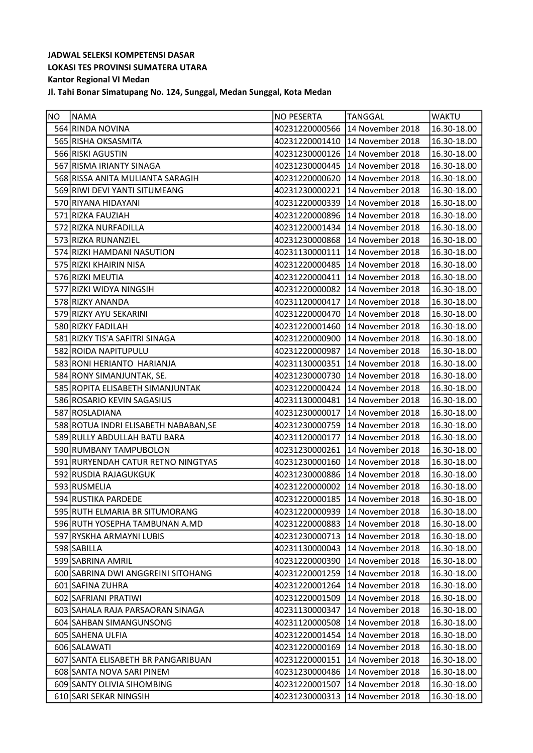**JADWAL SELEKSI KOMPETENSI DASAR**
**LOKASI TES PROVINSI SUMATERA UTARA**
**Kantor Regional VI Medan**
**Jl. Tahi Bonar Simatupang No. 124, Sunggal, Medan Sunggal, Kota Medan**

| NO | NAMA | NO PESERTA | TANGGAL | WAKTU |
|---|---|---|---|---|
| 564 | RINDA NOVINA | 40231220000566 | 14 November 2018 | 16.30-18.00 |
| 565 | RISHA OKSASMITA | 40231220001410 | 14 November 2018 | 16.30-18.00 |
| 566 | RISKI AGUSTIN | 40231230000126 | 14 November 2018 | 16.30-18.00 |
| 567 | RISMA IRIANTY SINAGA | 40231230000445 | 14 November 2018 | 16.30-18.00 |
| 568 | RISSA ANITA MULIANTA SARAGIH | 40231220000620 | 14 November 2018 | 16.30-18.00 |
| 569 | RIWI DEVI YANTI SITUMEANG | 40231230000221 | 14 November 2018 | 16.30-18.00 |
| 570 | RIYANA HIDAYANI | 40231220000339 | 14 November 2018 | 16.30-18.00 |
| 571 | RIZKA FAUZIAH | 40231220000896 | 14 November 2018 | 16.30-18.00 |
| 572 | RIZKA NURFADILLA | 40231220001434 | 14 November 2018 | 16.30-18.00 |
| 573 | RIZKA RUNANZIEL | 40231230000868 | 14 November 2018 | 16.30-18.00 |
| 574 | RIZKI HAMDANI NASUTION | 40231130000111 | 14 November 2018 | 16.30-18.00 |
| 575 | RIZKI KHAIRIN NISA | 40231220000485 | 14 November 2018 | 16.30-18.00 |
| 576 | RIZKI MEUTIA | 40231220000411 | 14 November 2018 | 16.30-18.00 |
| 577 | RIZKI WIDYA NINGSIH | 40231220000082 | 14 November 2018 | 16.30-18.00 |
| 578 | RIZKY ANANDA | 40231120000417 | 14 November 2018 | 16.30-18.00 |
| 579 | RIZKY AYU SEKARINI | 40231220000470 | 14 November 2018 | 16.30-18.00 |
| 580 | RIZKY FADILAH | 40231220001460 | 14 November 2018 | 16.30-18.00 |
| 581 | RIZKY TIS'A SAFITRI SINAGA | 40231220000900 | 14 November 2018 | 16.30-18.00 |
| 582 | ROIDA NAPITUPULU | 40231220000987 | 14 November 2018 | 16.30-18.00 |
| 583 | RONI HERIANTO  HARIANJA | 40231130000351 | 14 November 2018 | 16.30-18.00 |
| 584 | RONY SIMANJUNTAK, SE. | 40231230000730 | 14 November 2018 | 16.30-18.00 |
| 585 | ROPITA ELISABETH SIMANJUNTAK | 40231220000424 | 14 November 2018 | 16.30-18.00 |
| 586 | ROSARIO KEVIN SAGASIUS | 40231130000481 | 14 November 2018 | 16.30-18.00 |
| 587 | ROSLADIANA | 40231230000017 | 14 November 2018 | 16.30-18.00 |
| 588 | ROTUA INDRI ELISABETH NABABAN,SE | 40231230000759 | 14 November 2018 | 16.30-18.00 |
| 589 | RULLY ABDULLAH BATU BARA | 40231120000177 | 14 November 2018 | 16.30-18.00 |
| 590 | RUMBANY TAMPUBOLON | 40231230000261 | 14 November 2018 | 16.30-18.00 |
| 591 | RURYENDAH CATUR RETNO NINGTYAS | 40231230000160 | 14 November 2018 | 16.30-18.00 |
| 592 | RUSDIA RAJAGUKGUK | 40231230000886 | 14 November 2018 | 16.30-18.00 |
| 593 | RUSMELIA | 40231220000002 | 14 November 2018 | 16.30-18.00 |
| 594 | RUSTIKA PARDEDE | 40231220000185 | 14 November 2018 | 16.30-18.00 |
| 595 | RUTH ELMARIA BR SITUMORANG | 40231220000939 | 14 November 2018 | 16.30-18.00 |
| 596 | RUTH YOSEPHA TAMBUNAN A.MD | 40231220000883 | 14 November 2018 | 16.30-18.00 |
| 597 | RYSKHA ARMAYNI LUBIS | 40231230000713 | 14 November 2018 | 16.30-18.00 |
| 598 | SABILLA | 40231130000043 | 14 November 2018 | 16.30-18.00 |
| 599 | SABRINA AMRIL | 40231220000390 | 14 November 2018 | 16.30-18.00 |
| 600 | SABRINA DWI ANGGREINI SITOHANG | 40231220001259 | 14 November 2018 | 16.30-18.00 |
| 601 | SAFINA ZUHRA | 40231220001264 | 14 November 2018 | 16.30-18.00 |
| 602 | SAFRIANI PRATIWI | 40231220001509 | 14 November 2018 | 16.30-18.00 |
| 603 | SAHALA RAJA PARSAORAN SINAGA | 40231130000347 | 14 November 2018 | 16.30-18.00 |
| 604 | SAHBAN SIMANGUNSONG | 40231120000508 | 14 November 2018 | 16.30-18.00 |
| 605 | SAHENA ULFIA | 40231220001454 | 14 November 2018 | 16.30-18.00 |
| 606 | SALAWATI | 40231220000169 | 14 November 2018 | 16.30-18.00 |
| 607 | SANTA ELISABETH BR PANGARIBUAN | 40231220000151 | 14 November 2018 | 16.30-18.00 |
| 608 | SANTA NOVA SARI PINEM | 40231230000486 | 14 November 2018 | 16.30-18.00 |
| 609 | SANTY OLIVIA SIHOMBING | 40231220001507 | 14 November 2018 | 16.30-18.00 |
| 610 | SARI SEKAR NINGSIH | 40231230000313 | 14 November 2018 | 16.30-18.00 |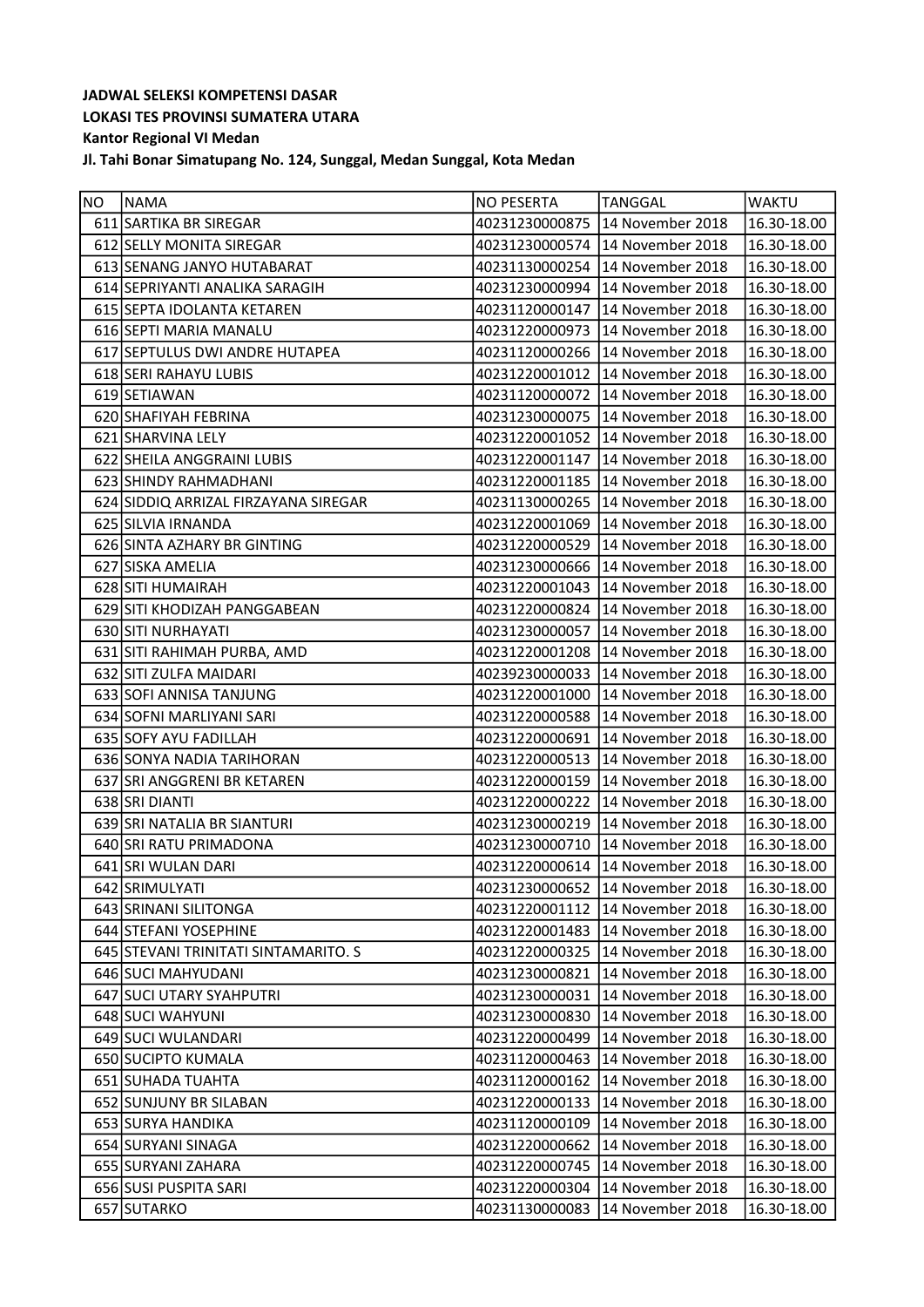**JADWAL SELEKSI KOMPETENSI DASAR**
**LOKASI TES PROVINSI SUMATERA UTARA**
**Kantor Regional VI Medan**
**Jl. Tahi Bonar Simatupang No. 124, Sunggal, Medan Sunggal, Kota Medan**

| NO | NAMA | NO PESERTA | TANGGAL | WAKTU |
|---|---|---|---|---|
| 611 | SARTIKA BR SIREGAR | 40231230000875 | 14 November 2018 | 16.30-18.00 |
| 612 | SELLY MONITA SIREGAR | 40231230000574 | 14 November 2018 | 16.30-18.00 |
| 613 | SENANG JANYO HUTABARAT | 40231130000254 | 14 November 2018 | 16.30-18.00 |
| 614 | SEPRIYANTI ANALIKA SARAGIH | 40231230000994 | 14 November 2018 | 16.30-18.00 |
| 615 | SEPTA IDOLANTA KETAREN | 40231120000147 | 14 November 2018 | 16.30-18.00 |
| 616 | SEPTI MARIA MANALU | 40231220000973 | 14 November 2018 | 16.30-18.00 |
| 617 | SEPTULUS DWI ANDRE HUTAPEA | 40231120000266 | 14 November 2018 | 16.30-18.00 |
| 618 | SERI RAHAYU LUBIS | 40231220001012 | 14 November 2018 | 16.30-18.00 |
| 619 | SETIAWAN | 40231120000072 | 14 November 2018 | 16.30-18.00 |
| 620 | SHAFIYAH FEBRINA | 40231230000075 | 14 November 2018 | 16.30-18.00 |
| 621 | SHARVINA LELY | 40231220001052 | 14 November 2018 | 16.30-18.00 |
| 622 | SHEILA ANGGRAINI LUBIS | 40231220001147 | 14 November 2018 | 16.30-18.00 |
| 623 | SHINDY RAHMADHANI | 40231220001185 | 14 November 2018 | 16.30-18.00 |
| 624 | SIDDIQ ARRIZAL FIRZAYANA SIREGAR | 40231130000265 | 14 November 2018 | 16.30-18.00 |
| 625 | SILVIA IRNANDA | 40231220001069 | 14 November 2018 | 16.30-18.00 |
| 626 | SINTA AZHARY BR GINTING | 40231220000529 | 14 November 2018 | 16.30-18.00 |
| 627 | SISKA AMELIA | 40231230000666 | 14 November 2018 | 16.30-18.00 |
| 628 | SITI HUMAIRAH | 40231220001043 | 14 November 2018 | 16.30-18.00 |
| 629 | SITI KHODIZAH PANGGABEAN | 40231220000824 | 14 November 2018 | 16.30-18.00 |
| 630 | SITI NURHAYATI | 40231230000057 | 14 November 2018 | 16.30-18.00 |
| 631 | SITI RAHIMAH PURBA, AMD | 40231220001208 | 14 November 2018 | 16.30-18.00 |
| 632 | SITI ZULFA MAIDARI | 40239230000033 | 14 November 2018 | 16.30-18.00 |
| 633 | SOFI ANNISA TANJUNG | 40231220001000 | 14 November 2018 | 16.30-18.00 |
| 634 | SOFNI MARLIYANI SARI | 40231220000588 | 14 November 2018 | 16.30-18.00 |
| 635 | SOFY AYU FADILLAH | 40231220000691 | 14 November 2018 | 16.30-18.00 |
| 636 | SONYA NADIA TARIHORAN | 40231220000513 | 14 November 2018 | 16.30-18.00 |
| 637 | SRI ANGGRENI BR KETAREN | 40231220000159 | 14 November 2018 | 16.30-18.00 |
| 638 | SRI DIANTI | 40231220000222 | 14 November 2018 | 16.30-18.00 |
| 639 | SRI NATALIA BR SIANTURI | 40231230000219 | 14 November 2018 | 16.30-18.00 |
| 640 | SRI RATU PRIMADONA | 40231230000710 | 14 November 2018 | 16.30-18.00 |
| 641 | SRI WULAN DARI | 40231220000614 | 14 November 2018 | 16.30-18.00 |
| 642 | SRIMULYATI | 40231230000652 | 14 November 2018 | 16.30-18.00 |
| 643 | SRINANI SILITONGA | 40231220001112 | 14 November 2018 | 16.30-18.00 |
| 644 | STEFANI YOSEPHINE | 40231220001483 | 14 November 2018 | 16.30-18.00 |
| 645 | STEVANI TRINITATI SINTAMARITO. S | 40231220000325 | 14 November 2018 | 16.30-18.00 |
| 646 | SUCI MAHYUDANI | 40231230000821 | 14 November 2018 | 16.30-18.00 |
| 647 | SUCI UTARY SYAHPUTRI | 40231230000031 | 14 November 2018 | 16.30-18.00 |
| 648 | SUCI WAHYUNI | 40231230000830 | 14 November 2018 | 16.30-18.00 |
| 649 | SUCI WULANDARI | 40231220000499 | 14 November 2018 | 16.30-18.00 |
| 650 | SUCIPTO KUMALA | 40231120000463 | 14 November 2018 | 16.30-18.00 |
| 651 | SUHADA TUAHTA | 40231120000162 | 14 November 2018 | 16.30-18.00 |
| 652 | SUNJUNY BR SILABAN | 40231220000133 | 14 November 2018 | 16.30-18.00 |
| 653 | SURYA HANDIKA | 40231120000109 | 14 November 2018 | 16.30-18.00 |
| 654 | SURYANI SINAGA | 40231220000662 | 14 November 2018 | 16.30-18.00 |
| 655 | SURYANI ZAHARA | 40231220000745 | 14 November 2018 | 16.30-18.00 |
| 656 | SUSI PUSPITA SARI | 40231220000304 | 14 November 2018 | 16.30-18.00 |
| 657 | SUTARKO | 40231130000083 | 14 November 2018 | 16.30-18.00 |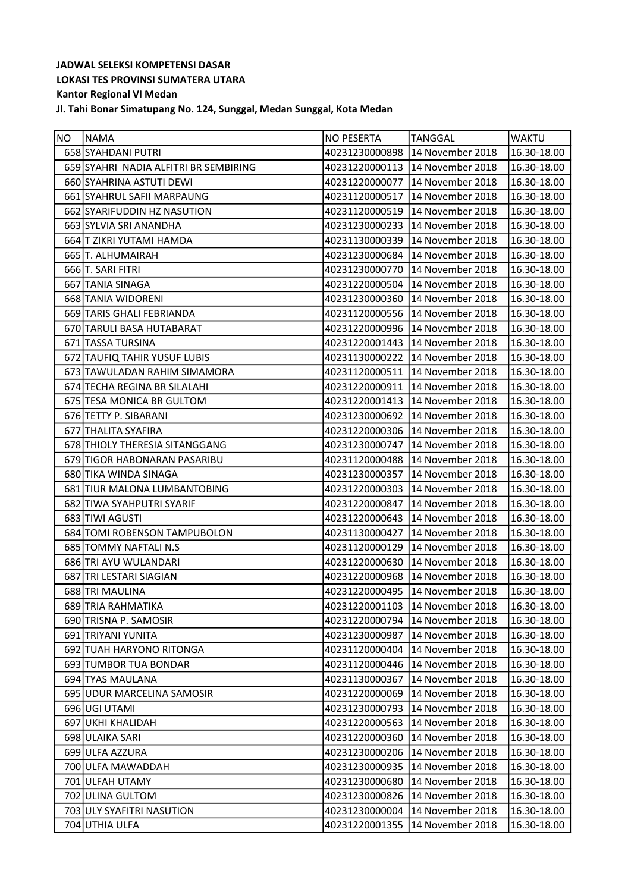**JADWAL SELEKSI KOMPETENSI DASAR**
**LOKASI TES PROVINSI SUMATERA UTARA**
**Kantor Regional VI Medan**
**Jl. Tahi Bonar Simatupang No. 124, Sunggal, Medan Sunggal, Kota Medan**

| NO | NAMA | NO PESERTA | TANGGAL | WAKTU |
|---|---|---|---|---|
| 658 | SYAHDANI PUTRI | 40231230000898 | 14 November 2018 | 16.30-18.00 |
| 659 | SYAHRI  NADIA ALFITRI BR SEMBIRING | 40231220000113 | 14 November 2018 | 16.30-18.00 |
| 660 | SYAHRINA ASTUTI DEWI | 40231220000077 | 14 November 2018 | 16.30-18.00 |
| 661 | SYAHRUL SAFII MARPAUNG | 40231120000517 | 14 November 2018 | 16.30-18.00 |
| 662 | SYARIFUDDIN HZ NASUTION | 40231120000519 | 14 November 2018 | 16.30-18.00 |
| 663 | SYLVIA SRI ANANDHA | 40231230000233 | 14 November 2018 | 16.30-18.00 |
| 664 | T ZIKRI YUTAMI HAMDA | 40231130000339 | 14 November 2018 | 16.30-18.00 |
| 665 | T. ALHUMAIRAH | 40231230000684 | 14 November 2018 | 16.30-18.00 |
| 666 | T. SARI FITRI | 40231230000770 | 14 November 2018 | 16.30-18.00 |
| 667 | TANIA SINAGA | 40231220000504 | 14 November 2018 | 16.30-18.00 |
| 668 | TANIA WIDORENI | 40231230000360 | 14 November 2018 | 16.30-18.00 |
| 669 | TARIS GHALI FEBRIANDA | 40231120000556 | 14 November 2018 | 16.30-18.00 |
| 670 | TARULI BASA HUTABARAT | 40231220000996 | 14 November 2018 | 16.30-18.00 |
| 671 | TASSA TURSINA | 40231220001443 | 14 November 2018 | 16.30-18.00 |
| 672 | TAUFIQ TAHIR YUSUF LUBIS | 40231130000222 | 14 November 2018 | 16.30-18.00 |
| 673 | TAWULADAN RAHIM SIMAMORA | 40231120000511 | 14 November 2018 | 16.30-18.00 |
| 674 | TECHA REGINA BR SILALAHI | 40231220000911 | 14 November 2018 | 16.30-18.00 |
| 675 | TESA MONICA BR GULTOM | 40231220001413 | 14 November 2018 | 16.30-18.00 |
| 676 | TETTY P. SIBARANI | 40231230000692 | 14 November 2018 | 16.30-18.00 |
| 677 | THALITA SYAFIRA | 40231220000306 | 14 November 2018 | 16.30-18.00 |
| 678 | THIOLY THERESIA SITANGGANG | 40231230000747 | 14 November 2018 | 16.30-18.00 |
| 679 | TIGOR HABONARAN PASARIBU | 40231120000488 | 14 November 2018 | 16.30-18.00 |
| 680 | TIKA WINDA SINAGA | 40231230000357 | 14 November 2018 | 16.30-18.00 |
| 681 | TIUR MALONA LUMBANTOBING | 40231220000303 | 14 November 2018 | 16.30-18.00 |
| 682 | TIWA SYAHPUTRI SYARIF | 40231220000847 | 14 November 2018 | 16.30-18.00 |
| 683 | TIWI AGUSTI | 40231220000643 | 14 November 2018 | 16.30-18.00 |
| 684 | TOMI ROBENSON TAMPUBOLON | 40231130000427 | 14 November 2018 | 16.30-18.00 |
| 685 | TOMMY NAFTALI N.S | 40231120000129 | 14 November 2018 | 16.30-18.00 |
| 686 | TRI AYU WULANDARI | 40231220000630 | 14 November 2018 | 16.30-18.00 |
| 687 | TRI LESTARI SIAGIAN | 40231220000968 | 14 November 2018 | 16.30-18.00 |
| 688 | TRI MAULINA | 40231220000495 | 14 November 2018 | 16.30-18.00 |
| 689 | TRIA RAHMATIKA | 40231220001103 | 14 November 2018 | 16.30-18.00 |
| 690 | TRISNA P. SAMOSIR | 40231220000794 | 14 November 2018 | 16.30-18.00 |
| 691 | TRIYANI YUNITA | 40231230000987 | 14 November 2018 | 16.30-18.00 |
| 692 | TUAH HARYONO RITONGA | 40231120000404 | 14 November 2018 | 16.30-18.00 |
| 693 | TUMBOR TUA BONDAR | 40231120000446 | 14 November 2018 | 16.30-18.00 |
| 694 | TYAS MAULANA | 40231130000367 | 14 November 2018 | 16.30-18.00 |
| 695 | UDUR MARCELINA SAMOSIR | 40231220000069 | 14 November 2018 | 16.30-18.00 |
| 696 | UGI UTAMI | 40231230000793 | 14 November 2018 | 16.30-18.00 |
| 697 | UKHI KHALIDAH | 40231220000563 | 14 November 2018 | 16.30-18.00 |
| 698 | ULAIKA SARI | 40231220000360 | 14 November 2018 | 16.30-18.00 |
| 699 | ULFA AZZURA | 40231230000206 | 14 November 2018 | 16.30-18.00 |
| 700 | ULFA MAWADDAH | 40231230000935 | 14 November 2018 | 16.30-18.00 |
| 701 | ULFAH UTAMY | 40231230000680 | 14 November 2018 | 16.30-18.00 |
| 702 | ULINA GULTOM | 40231230000826 | 14 November 2018 | 16.30-18.00 |
| 703 | ULY SYAFITRI NASUTION | 40231230000004 | 14 November 2018 | 16.30-18.00 |
| 704 | UTHIA ULFA | 40231220001355 | 14 November 2018 | 16.30-18.00 |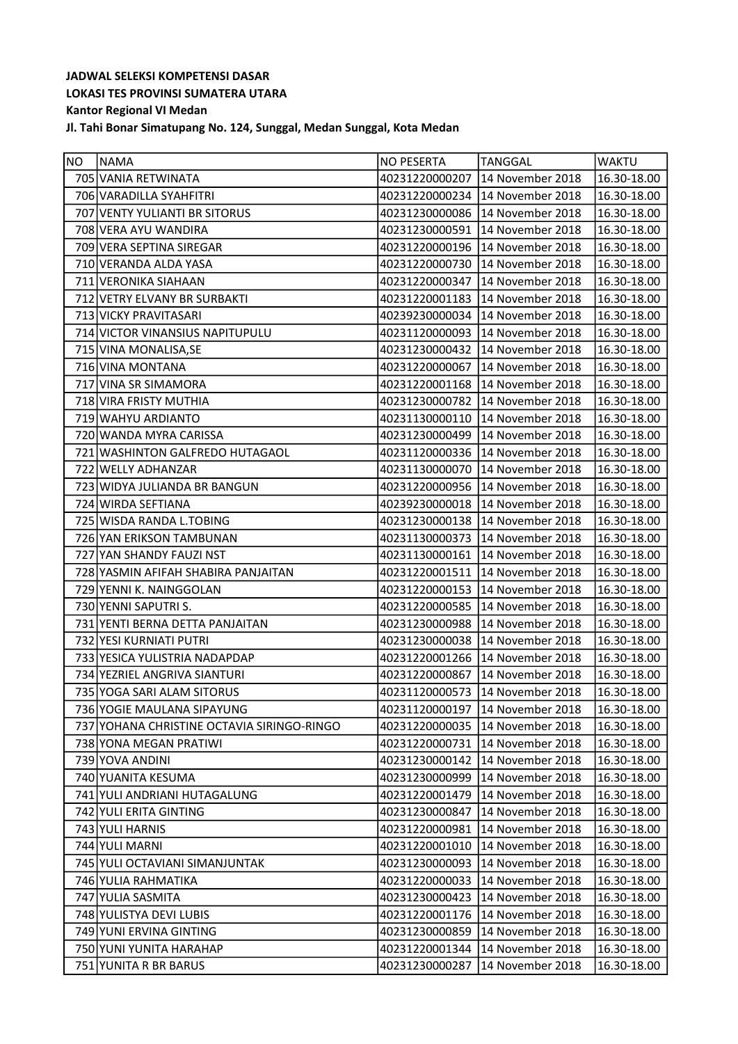**JADWAL SELEKSI KOMPETENSI DASAR**
**LOKASI TES PROVINSI SUMATERA UTARA**
**Kantor Regional VI Medan**
**Jl. Tahi Bonar Simatupang No. 124, Sunggal, Medan Sunggal, Kota Medan**

| NO | NAMA | NO PESERTA | TANGGAL | WAKTU |
|---|---|---|---|---|
| 705 | VANIA RETWINATA | 40231220000207 | 14 November 2018 | 16.30-18.00 |
| 706 | VARADILLA SYAHFITRI | 40231220000234 | 14 November 2018 | 16.30-18.00 |
| 707 | VENTY YULIANTI BR SITORUS | 40231230000086 | 14 November 2018 | 16.30-18.00 |
| 708 | VERA AYU WANDIRA | 40231230000591 | 14 November 2018 | 16.30-18.00 |
| 709 | VERA SEPTINA SIREGAR | 40231220000196 | 14 November 2018 | 16.30-18.00 |
| 710 | VERANDA ALDA YASA | 40231220000730 | 14 November 2018 | 16.30-18.00 |
| 711 | VERONIKA SIAHAAN | 40231220000347 | 14 November 2018 | 16.30-18.00 |
| 712 | VETRY ELVANY BR SURBAKTI | 40231220001183 | 14 November 2018 | 16.30-18.00 |
| 713 | VICKY PRAVITASARI | 40239230000034 | 14 November 2018 | 16.30-18.00 |
| 714 | VICTOR VINANSIUS NAPITUPULU | 40231120000093 | 14 November 2018 | 16.30-18.00 |
| 715 | VINA MONALISA,SE | 40231230000432 | 14 November 2018 | 16.30-18.00 |
| 716 | VINA MONTANA | 40231220000067 | 14 November 2018 | 16.30-18.00 |
| 717 | VINA SR SIMAMORA | 40231220001168 | 14 November 2018 | 16.30-18.00 |
| 718 | VIRA FRISTY MUTHIA | 40231230000782 | 14 November 2018 | 16.30-18.00 |
| 719 | WAHYU ARDIANTO | 40231130000110 | 14 November 2018 | 16.30-18.00 |
| 720 | WANDA MYRA CARISSA | 40231230000499 | 14 November 2018 | 16.30-18.00 |
| 721 | WASHINTON GALFREDO HUTAGAOL | 40231120000336 | 14 November 2018 | 16.30-18.00 |
| 722 | WELLY ADHANZAR | 40231130000070 | 14 November 2018 | 16.30-18.00 |
| 723 | WIDYA JULIANDA BR BANGUN | 40231220000956 | 14 November 2018 | 16.30-18.00 |
| 724 | WIRDA SEFTIANA | 40239230000018 | 14 November 2018 | 16.30-18.00 |
| 725 | WISDA RANDA L.TOBING | 40231230000138 | 14 November 2018 | 16.30-18.00 |
| 726 | YAN ERIKSON TAMBUNAN | 40231130000373 | 14 November 2018 | 16.30-18.00 |
| 727 | YAN SHANDY FAUZI NST | 40231130000161 | 14 November 2018 | 16.30-18.00 |
| 728 | YASMIN AFIFAH SHABIRA PANJAITAN | 40231220001511 | 14 November 2018 | 16.30-18.00 |
| 729 | YENNI K. NAINGGOLAN | 40231220000153 | 14 November 2018 | 16.30-18.00 |
| 730 | YENNI SAPUTRI S. | 40231220000585 | 14 November 2018 | 16.30-18.00 |
| 731 | YENTI BERNA DETTA PANJAITAN | 40231230000988 | 14 November 2018 | 16.30-18.00 |
| 732 | YESI KURNIATI PUTRI | 40231230000038 | 14 November 2018 | 16.30-18.00 |
| 733 | YESICA YULISTRIA NADAPDAP | 40231220001266 | 14 November 2018 | 16.30-18.00 |
| 734 | YEZRIEL ANGRIVA SIANTURI | 40231220000867 | 14 November 2018 | 16.30-18.00 |
| 735 | YOGA SARI ALAM SITORUS | 40231120000573 | 14 November 2018 | 16.30-18.00 |
| 736 | YOGIE MAULANA SIPAYUNG | 40231120000197 | 14 November 2018 | 16.30-18.00 |
| 737 | YOHANA CHRISTINE OCTAVIA SIRINGO-RINGO | 40231220000035 | 14 November 2018 | 16.30-18.00 |
| 738 | YONA MEGAN PRATIWI | 40231220000731 | 14 November 2018 | 16.30-18.00 |
| 739 | YOVA ANDINI | 40231230000142 | 14 November 2018 | 16.30-18.00 |
| 740 | YUANITA KESUMA | 40231230000999 | 14 November 2018 | 16.30-18.00 |
| 741 | YULI ANDRIANI HUTAGALUNG | 40231220001479 | 14 November 2018 | 16.30-18.00 |
| 742 | YULI ERITA GINTING | 40231230000847 | 14 November 2018 | 16.30-18.00 |
| 743 | YULI HARNIS | 40231220000981 | 14 November 2018 | 16.30-18.00 |
| 744 | YULI MARNI | 40231220001010 | 14 November 2018 | 16.30-18.00 |
| 745 | YULI OCTAVIANI SIMANJUNTAK | 40231230000093 | 14 November 2018 | 16.30-18.00 |
| 746 | YULIA RAHMATIKA | 40231220000033 | 14 November 2018 | 16.30-18.00 |
| 747 | YULIA SASMITA | 40231230000423 | 14 November 2018 | 16.30-18.00 |
| 748 | YULISTYA DEVI LUBIS | 40231220001176 | 14 November 2018 | 16.30-18.00 |
| 749 | YUNI ERVINA GINTING | 40231230000859 | 14 November 2018 | 16.30-18.00 |
| 750 | YUNI YUNITA HARAHAP | 40231220001344 | 14 November 2018 | 16.30-18.00 |
| 751 | YUNITA R BR BARUS | 40231230000287 | 14 November 2018 | 16.30-18.00 |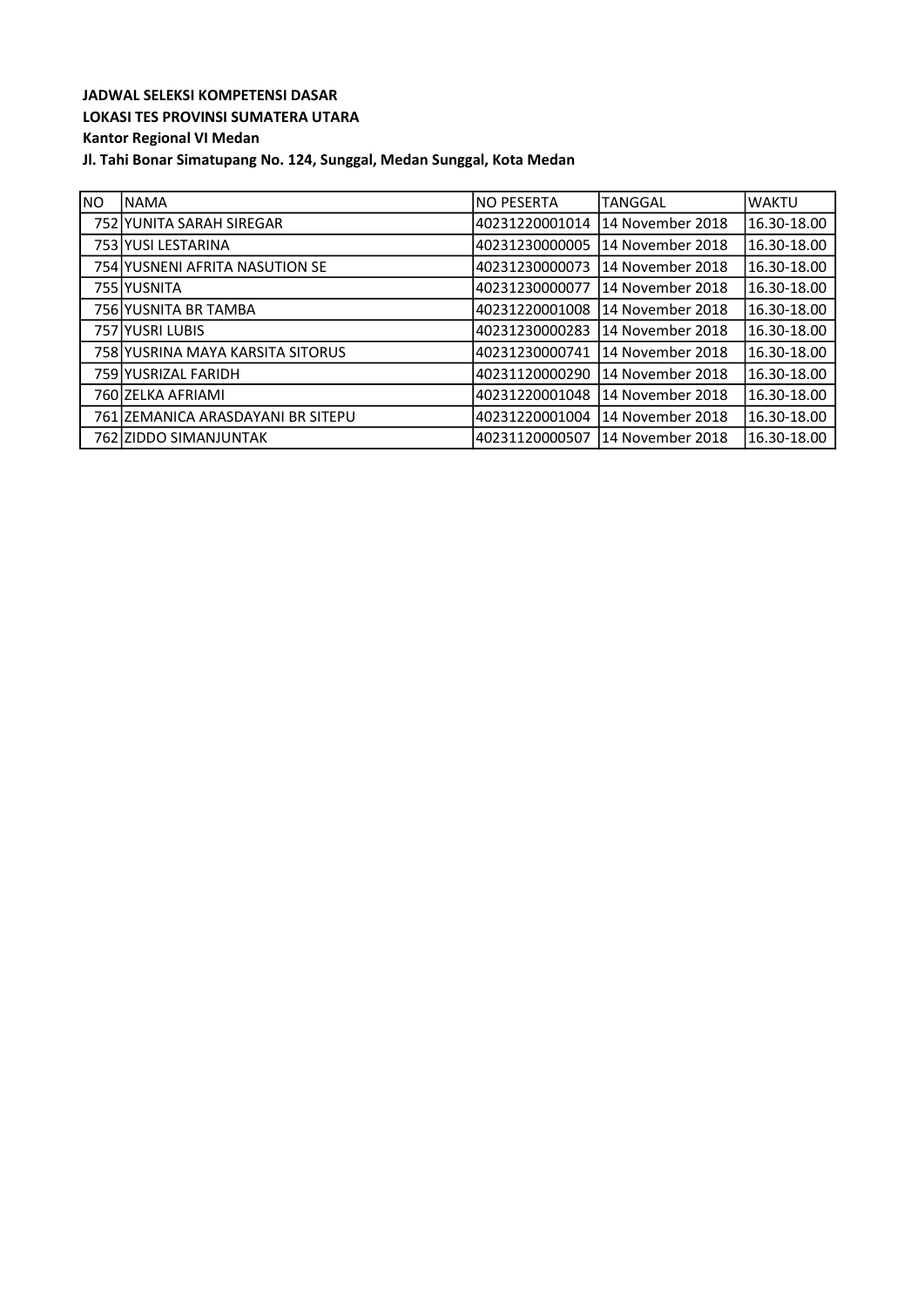**JADWAL SELEKSI KOMPETENSI DASAR**
**LOKASI TES PROVINSI SUMATERA UTARA**
**Kantor Regional VI Medan**
**Jl. Tahi Bonar Simatupang No. 124, Sunggal, Medan Sunggal, Kota Medan**

| NO | NAMA | NO PESERTA | TANGGAL | WAKTU |
|---|---|---|---|---|
| 752 | YUNITA SARAH SIREGAR | 40231220001014 | 14 November 2018 | 16.30-18.00 |
| 753 | YUSI LESTARINA | 40231230000005 | 14 November 2018 | 16.30-18.00 |
| 754 | YUSNENI AFRITA NASUTION SE | 40231230000073 | 14 November 2018 | 16.30-18.00 |
| 755 | YUSNITA | 40231230000077 | 14 November 2018 | 16.30-18.00 |
| 756 | YUSNITA BR TAMBA | 40231220001008 | 14 November 2018 | 16.30-18.00 |
| 757 | YUSRI LUBIS | 40231230000283 | 14 November 2018 | 16.30-18.00 |
| 758 | YUSRINA MAYA KARSITA SITORUS | 40231230000741 | 14 November 2018 | 16.30-18.00 |
| 759 | YUSRIZAL FARIDH | 40231120000290 | 14 November 2018 | 16.30-18.00 |
| 760 | ZELKA AFRIAMI | 40231220001048 | 14 November 2018 | 16.30-18.00 |
| 761 | ZEMANICA ARASDAYANI BR SITEPU | 40231220001004 | 14 November 2018 | 16.30-18.00 |
| 762 | ZIDDO SIMANJUNTAK | 40231120000507 | 14 November 2018 | 16.30-18.00 |